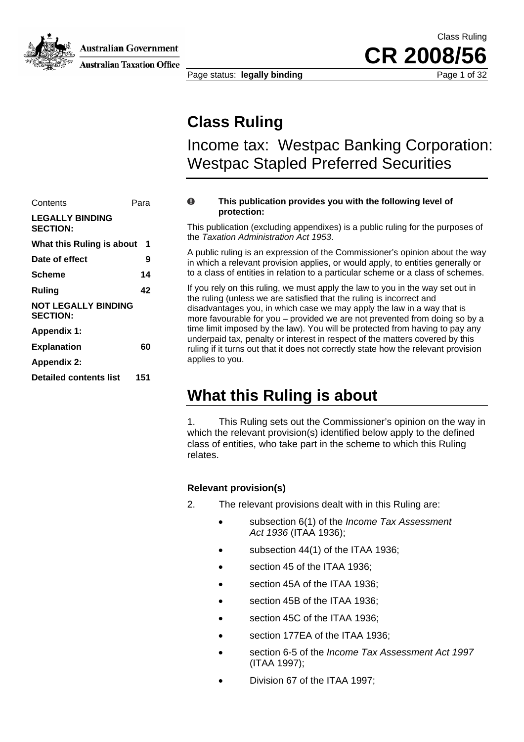Class Ruling

# CR 2008/56

Page status: **legally binding**

# Class Ruling

## Income tax: Westpac Banking Corporation: Westpac Stapled Preferred Securities

| Contents | Para |
|---|---|
| **LEGALLY BINDING SECTION:** | |
| **What this Ruling is about** | **1** |
| **Date of effect** | **9** |
| **Scheme** | **14** |
| **Ruling** | **42** |
| **NOT LEGALLY BINDING SECTION:** | |
| **Appendix 1:** | |
| **Explanation** | **60** |
| **Appendix 2:** | |
| **Detailed contents list** | **151** |

**This publication provides you with the following level of protection:**

This publication (excluding appendixes) is a public ruling for the purposes of the *Taxation Administration Act 1953*.

A public ruling is an expression of the Commissioner's opinion about the way in which a relevant provision applies, or would apply, to entities generally or to a class of entities in relation to a particular scheme or a class of schemes.

If you rely on this ruling, we must apply the law to you in the way set out in the ruling (unless we are satisfied that the ruling is incorrect and disadvantages you, in which case we may apply the law in a way that is more favourable for you – provided we are not prevented from doing so by a time limit imposed by the law). You will be protected from having to pay any underpaid tax, penalty or interest in respect of the matters covered by this ruling if it turns out that it does not correctly state how the relevant provision applies to you.

# What this Ruling is about

1. This Ruling sets out the Commissioner's opinion on the way in which the relevant provision(s) identified below apply to the defined class of entities, who take part in the scheme to which this Ruling relates.

### Relevant provision(s)

2. The relevant provisions dealt with in this Ruling are:

- subsection 6(1) of the *Income Tax Assessment Act 1936* (ITAA 1936);
- subsection 44(1) of the ITAA 1936;
- section 45 of the ITAA 1936;
- section 45A of the ITAA 1936;
- section 45B of the ITAA 1936;
- section 45C of the ITAA 1936;
- section 177EA of the ITAA 1936;
- section 6-5 of the *Income Tax Assessment Act 1997* (ITAA 1997);
- Division 67 of the ITAA 1997;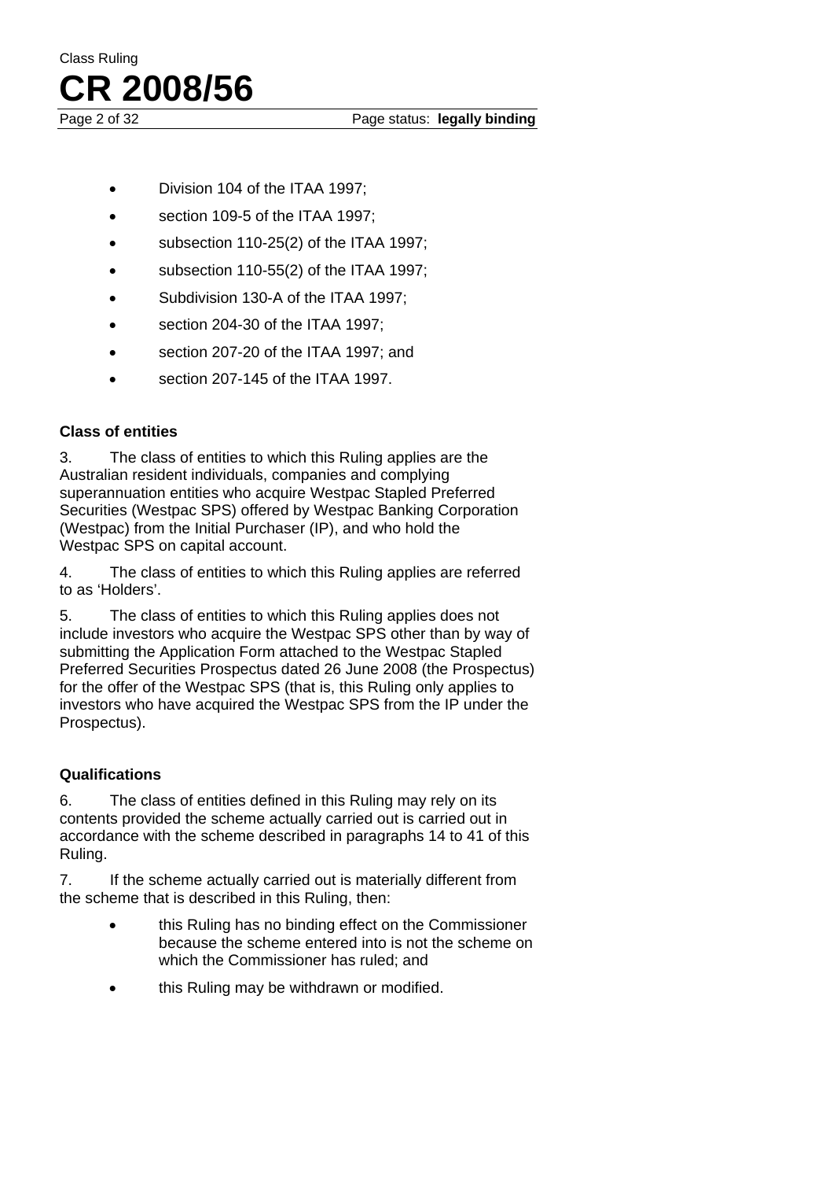- Division 104 of the ITAA 1997;
- section 109-5 of the ITAA 1997;
- subsection 110-25(2) of the ITAA 1997;
- subsection 110-55(2) of the ITAA 1997;
- Subdivision 130-A of the ITAA 1997;
- section 204-30 of the ITAA 1997;
- section 207-20 of the ITAA 1997; and
- section 207-145 of the ITAA 1997.

### Class of entities

3. The class of entities to which this Ruling applies are the Australian resident individuals, companies and complying superannuation entities who acquire Westpac Stapled Preferred Securities (Westpac SPS) offered by Westpac Banking Corporation (Westpac) from the Initial Purchaser (IP), and who hold the Westpac SPS on capital account.

4. The class of entities to which this Ruling applies are referred to as 'Holders'.

5. The class of entities to which this Ruling applies does not include investors who acquire the Westpac SPS other than by way of submitting the Application Form attached to the Westpac Stapled Preferred Securities Prospectus dated 26 June 2008 (the Prospectus) for the offer of the Westpac SPS (that is, this Ruling only applies to investors who have acquired the Westpac SPS from the IP under the Prospectus).

### Qualifications

6. The class of entities defined in this Ruling may rely on its contents provided the scheme actually carried out is carried out in accordance with the scheme described in paragraphs 14 to 41 of this Ruling.

7. If the scheme actually carried out is materially different from the scheme that is described in this Ruling, then:

- this Ruling has no binding effect on the Commissioner because the scheme entered into is not the scheme on which the Commissioner has ruled; and
- this Ruling may be withdrawn or modified.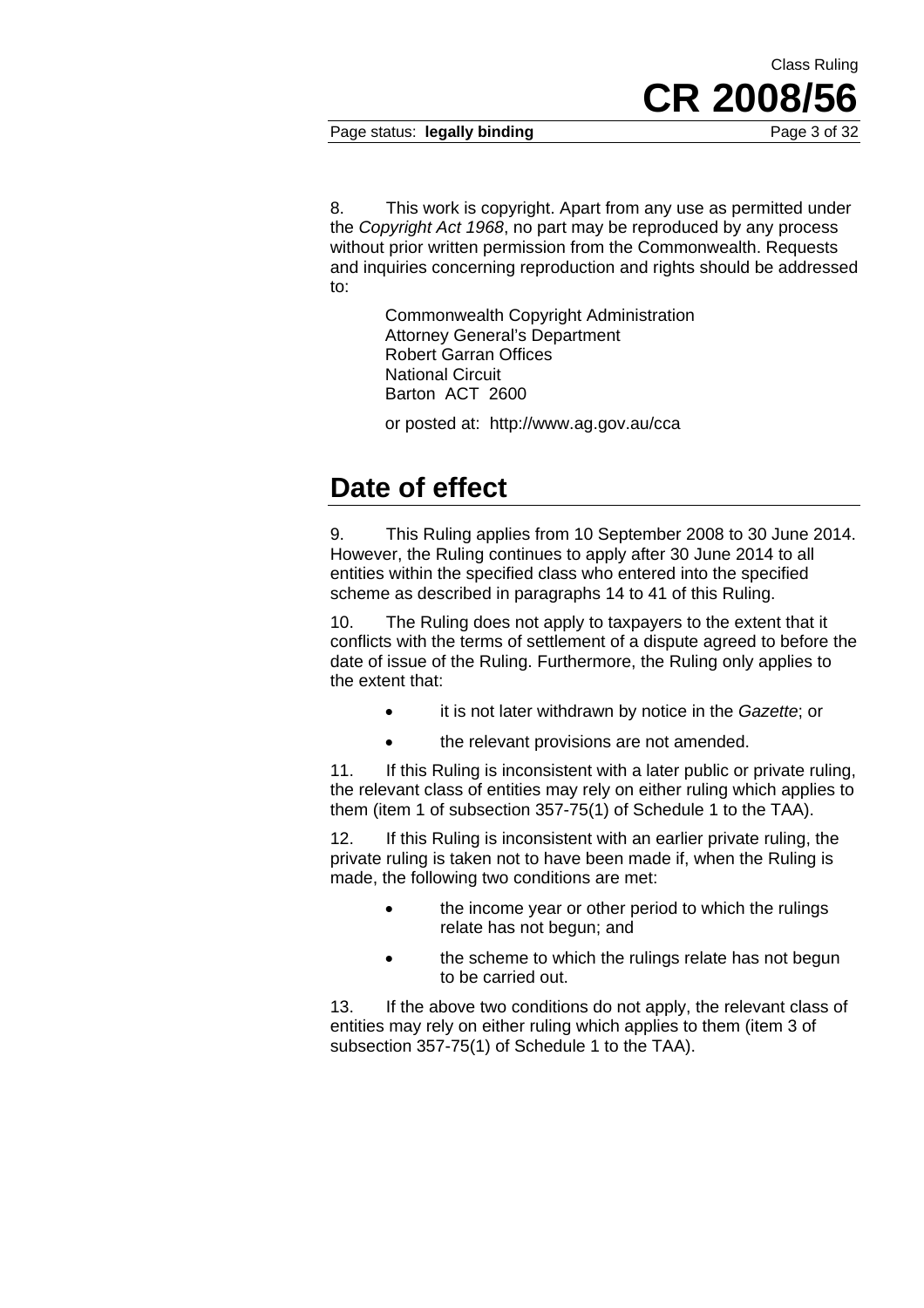8. This work is copyright. Apart from any use as permitted under the *Copyright Act 1968*, no part may be reproduced by any process without prior written permission from the Commonwealth. Requests and inquiries concerning reproduction and rights should be addressed to:

> Commonwealth Copyright Administration
> Attorney General's Department
> Robert Garran Offices
> National Circuit
> Barton ACT 2600
>
> or posted at: http://www.ag.gov.au/cca

## Date of effect

9. This Ruling applies from 10 September 2008 to 30 June 2014. However, the Ruling continues to apply after 30 June 2014 to all entities within the specified class who entered into the specified scheme as described in paragraphs 14 to 41 of this Ruling.

10. The Ruling does not apply to taxpayers to the extent that it conflicts with the terms of settlement of a dispute agreed to before the date of issue of the Ruling. Furthermore, the Ruling only applies to the extent that:

- it is not later withdrawn by notice in the *Gazette*; or
- the relevant provisions are not amended.

11. If this Ruling is inconsistent with a later public or private ruling, the relevant class of entities may rely on either ruling which applies to them (item 1 of subsection 357-75(1) of Schedule 1 to the TAA).

12. If this Ruling is inconsistent with an earlier private ruling, the private ruling is taken not to have been made if, when the Ruling is made, the following two conditions are met:

- the income year or other period to which the rulings relate has not begun; and
- the scheme to which the rulings relate has not begun to be carried out.

13. If the above two conditions do not apply, the relevant class of entities may rely on either ruling which applies to them (item 3 of subsection 357-75(1) of Schedule 1 to the TAA).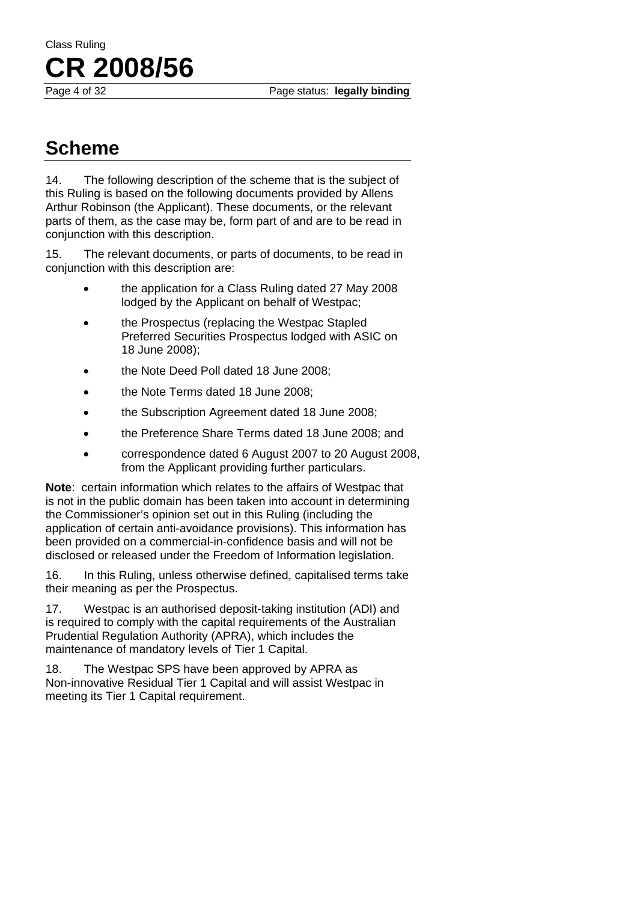## Scheme

14. The following description of the scheme that is the subject of this Ruling is based on the following documents provided by Allens Arthur Robinson (the Applicant). These documents, or the relevant parts of them, as the case may be, form part of and are to be read in conjunction with this description.

15. The relevant documents, or parts of documents, to be read in conjunction with this description are:

- the application for a Class Ruling dated 27 May 2008 lodged by the Applicant on behalf of Westpac;
- the Prospectus (replacing the Westpac Stapled Preferred Securities Prospectus lodged with ASIC on 18 June 2008);
- the Note Deed Poll dated 18 June 2008;
- the Note Terms dated 18 June 2008;
- the Subscription Agreement dated 18 June 2008;
- the Preference Share Terms dated 18 June 2008; and
- correspondence dated 6 August 2007 to 20 August 2008, from the Applicant providing further particulars.

**Note**: certain information which relates to the affairs of Westpac that is not in the public domain has been taken into account in determining the Commissioner's opinion set out in this Ruling (including the application of certain anti-avoidance provisions). This information has been provided on a commercial-in-confidence basis and will not be disclosed or released under the Freedom of Information legislation.

16. In this Ruling, unless otherwise defined, capitalised terms take their meaning as per the Prospectus.

17. Westpac is an authorised deposit-taking institution (ADI) and is required to comply with the capital requirements of the Australian Prudential Regulation Authority (APRA), which includes the maintenance of mandatory levels of Tier 1 Capital.

18. The Westpac SPS have been approved by APRA as Non-innovative Residual Tier 1 Capital and will assist Westpac in meeting its Tier 1 Capital requirement.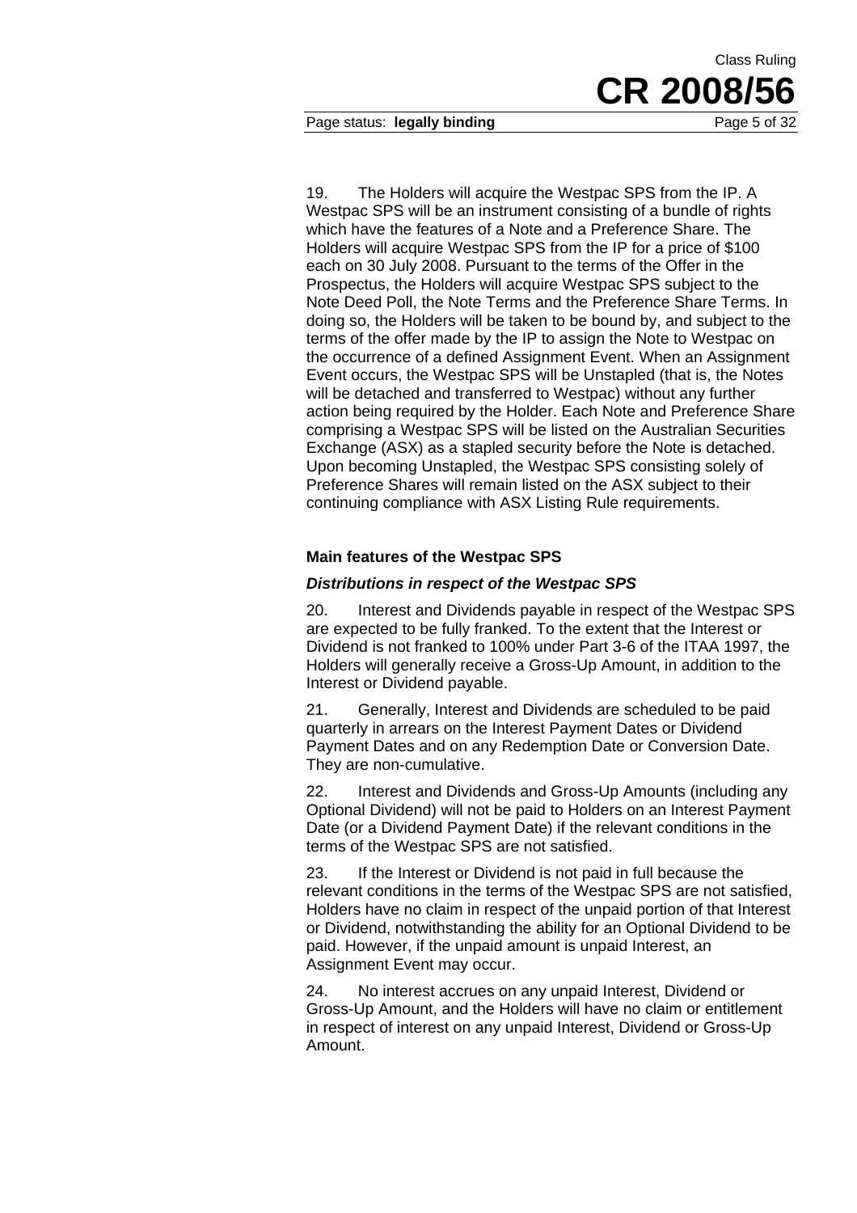19. The Holders will acquire the Westpac SPS from the IP. A Westpac SPS will be an instrument consisting of a bundle of rights which have the features of a Note and a Preference Share. The Holders will acquire Westpac SPS from the IP for a price of $100 each on 30 July 2008. Pursuant to the terms of the Offer in the Prospectus, the Holders will acquire Westpac SPS subject to the Note Deed Poll, the Note Terms and the Preference Share Terms. In doing so, the Holders will be taken to be bound by, and subject to the terms of the offer made by the IP to assign the Note to Westpac on the occurrence of a defined Assignment Event. When an Assignment Event occurs, the Westpac SPS will be Unstapled (that is, the Notes will be detached and transferred to Westpac) without any further action being required by the Holder. Each Note and Preference Share comprising a Westpac SPS will be listed on the Australian Securities Exchange (ASX) as a stapled security before the Note is detached. Upon becoming Unstapled, the Westpac SPS consisting solely of Preference Shares will remain listed on the ASX subject to their continuing compliance with ASX Listing Rule requirements.

### Main features of the Westpac SPS

#### *Distributions in respect of the Westpac SPS*

20. Interest and Dividends payable in respect of the Westpac SPS are expected to be fully franked. To the extent that the Interest or Dividend is not franked to 100% under Part 3-6 of the ITAA 1997, the Holders will generally receive a Gross-Up Amount, in addition to the Interest or Dividend payable.

21. Generally, Interest and Dividends are scheduled to be paid quarterly in arrears on the Interest Payment Dates or Dividend Payment Dates and on any Redemption Date or Conversion Date. They are non-cumulative.

22. Interest and Dividends and Gross-Up Amounts (including any Optional Dividend) will not be paid to Holders on an Interest Payment Date (or a Dividend Payment Date) if the relevant conditions in the terms of the Westpac SPS are not satisfied.

23. If the Interest or Dividend is not paid in full because the relevant conditions in the terms of the Westpac SPS are not satisfied, Holders have no claim in respect of the unpaid portion of that Interest or Dividend, notwithstanding the ability for an Optional Dividend to be paid. However, if the unpaid amount is unpaid Interest, an Assignment Event may occur.

24. No interest accrues on any unpaid Interest, Dividend or Gross-Up Amount, and the Holders will have no claim or entitlement in respect of interest on any unpaid Interest, Dividend or Gross-Up Amount.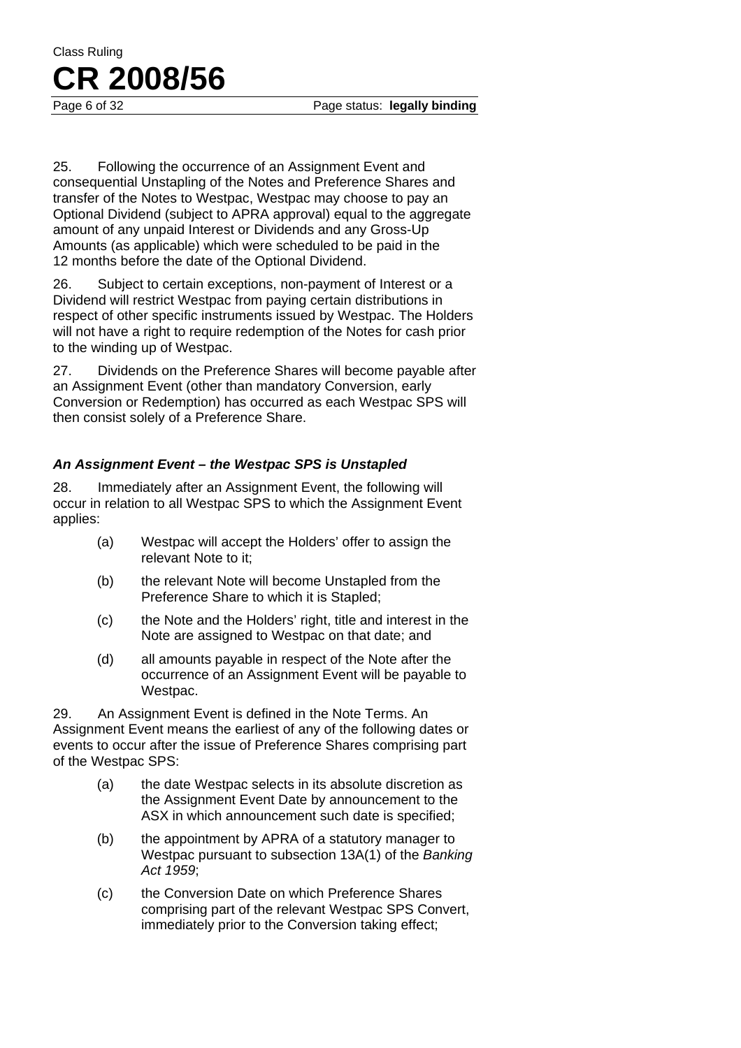25. Following the occurrence of an Assignment Event and consequential Unstapling of the Notes and Preference Shares and transfer of the Notes to Westpac, Westpac may choose to pay an Optional Dividend (subject to APRA approval) equal to the aggregate amount of any unpaid Interest or Dividends and any Gross-Up Amounts (as applicable) which were scheduled to be paid in the 12 months before the date of the Optional Dividend.

26. Subject to certain exceptions, non-payment of Interest or a Dividend will restrict Westpac from paying certain distributions in respect of other specific instruments issued by Westpac. The Holders will not have a right to require redemption of the Notes for cash prior to the winding up of Westpac.

27. Dividends on the Preference Shares will become payable after an Assignment Event (other than mandatory Conversion, early Conversion or Redemption) has occurred as each Westpac SPS will then consist solely of a Preference Share.

### *An Assignment Event – the Westpac SPS is Unstapled*

28. Immediately after an Assignment Event, the following will occur in relation to all Westpac SPS to which the Assignment Event applies:

(a) Westpac will accept the Holders' offer to assign the relevant Note to it;

(b) the relevant Note will become Unstapled from the Preference Share to which it is Stapled;

(c) the Note and the Holders' right, title and interest in the Note are assigned to Westpac on that date; and

(d) all amounts payable in respect of the Note after the occurrence of an Assignment Event will be payable to Westpac.

29. An Assignment Event is defined in the Note Terms. An Assignment Event means the earliest of any of the following dates or events to occur after the issue of Preference Shares comprising part of the Westpac SPS:

(a) the date Westpac selects in its absolute discretion as the Assignment Event Date by announcement to the ASX in which announcement such date is specified;

(b) the appointment by APRA of a statutory manager to Westpac pursuant to subsection 13A(1) of the *Banking Act 1959*;

(c) the Conversion Date on which Preference Shares comprising part of the relevant Westpac SPS Convert, immediately prior to the Conversion taking effect;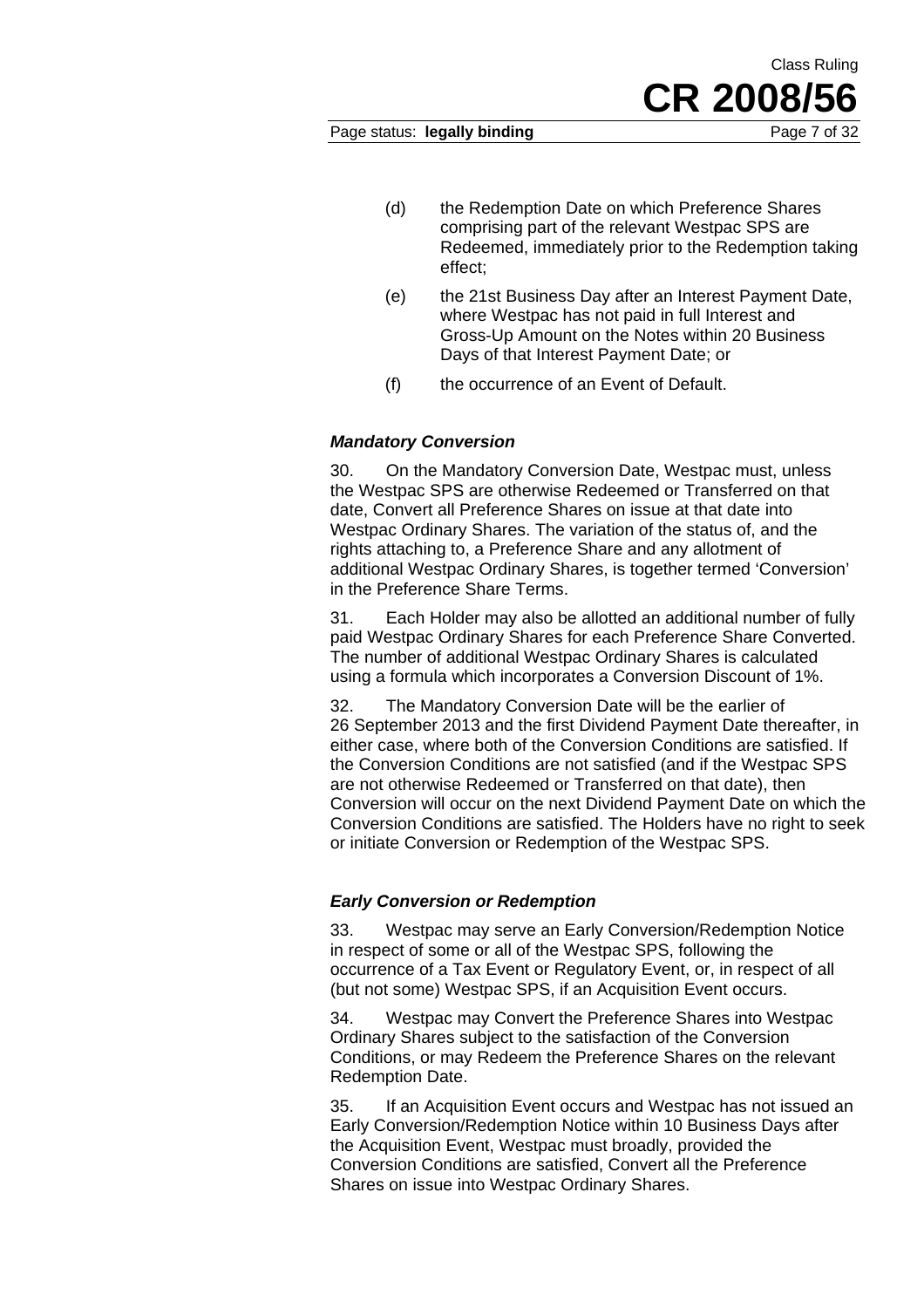(d) the Redemption Date on which Preference Shares comprising part of the relevant Westpac SPS are Redeemed, immediately prior to the Redemption taking effect;

(e) the 21st Business Day after an Interest Payment Date, where Westpac has not paid in full Interest and Gross-Up Amount on the Notes within 20 Business Days of that Interest Payment Date; or

(f) the occurrence of an Event of Default.

### *Mandatory Conversion*

30. On the Mandatory Conversion Date, Westpac must, unless the Westpac SPS are otherwise Redeemed or Transferred on that date, Convert all Preference Shares on issue at that date into Westpac Ordinary Shares. The variation of the status of, and the rights attaching to, a Preference Share and any allotment of additional Westpac Ordinary Shares, is together termed 'Conversion' in the Preference Share Terms.

31. Each Holder may also be allotted an additional number of fully paid Westpac Ordinary Shares for each Preference Share Converted. The number of additional Westpac Ordinary Shares is calculated using a formula which incorporates a Conversion Discount of 1%.

32. The Mandatory Conversion Date will be the earlier of 26 September 2013 and the first Dividend Payment Date thereafter, in either case, where both of the Conversion Conditions are satisfied. If the Conversion Conditions are not satisfied (and if the Westpac SPS are not otherwise Redeemed or Transferred on that date), then Conversion will occur on the next Dividend Payment Date on which the Conversion Conditions are satisfied. The Holders have no right to seek or initiate Conversion or Redemption of the Westpac SPS.

### *Early Conversion or Redemption*

33. Westpac may serve an Early Conversion/Redemption Notice in respect of some or all of the Westpac SPS, following the occurrence of a Tax Event or Regulatory Event, or, in respect of all (but not some) Westpac SPS, if an Acquisition Event occurs.

34. Westpac may Convert the Preference Shares into Westpac Ordinary Shares subject to the satisfaction of the Conversion Conditions, or may Redeem the Preference Shares on the relevant Redemption Date.

35. If an Acquisition Event occurs and Westpac has not issued an Early Conversion/Redemption Notice within 10 Business Days after the Acquisition Event, Westpac must broadly, provided the Conversion Conditions are satisfied, Convert all the Preference Shares on issue into Westpac Ordinary Shares.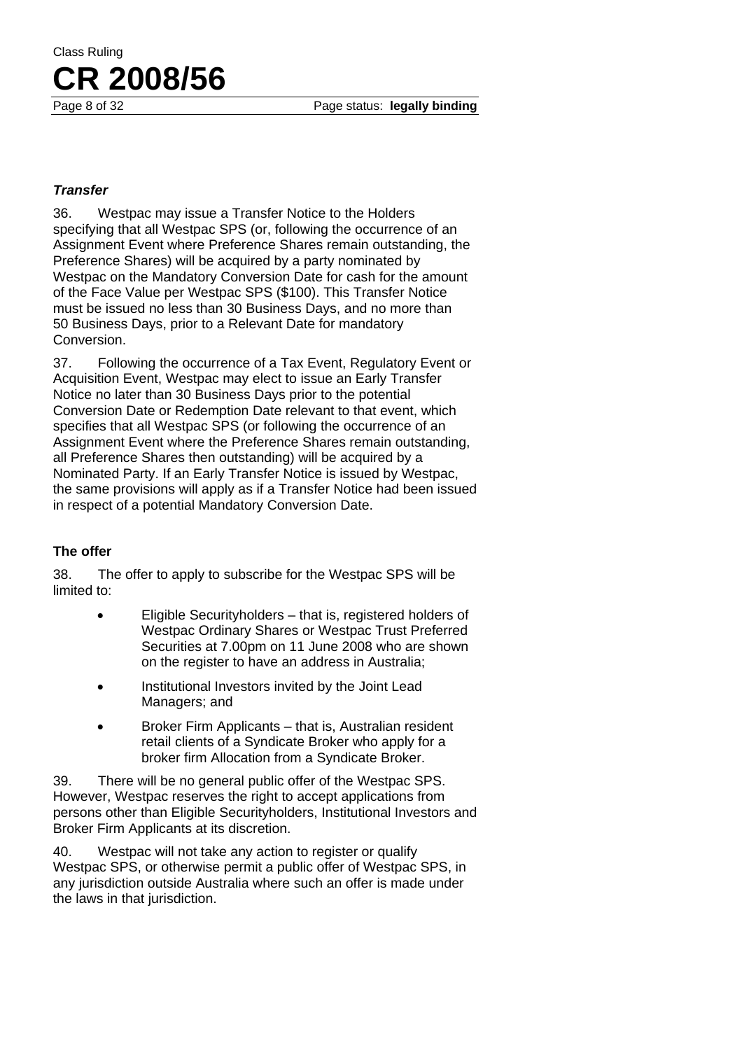### *Transfer*

36. Westpac may issue a Transfer Notice to the Holders specifying that all Westpac SPS (or, following the occurrence of an Assignment Event where Preference Shares remain outstanding, the Preference Shares) will be acquired by a party nominated by Westpac on the Mandatory Conversion Date for cash for the amount of the Face Value per Westpac SPS ($100). This Transfer Notice must be issued no less than 30 Business Days, and no more than 50 Business Days, prior to a Relevant Date for mandatory Conversion.

37. Following the occurrence of a Tax Event, Regulatory Event or Acquisition Event, Westpac may elect to issue an Early Transfer Notice no later than 30 Business Days prior to the potential Conversion Date or Redemption Date relevant to that event, which specifies that all Westpac SPS (or following the occurrence of an Assignment Event where the Preference Shares remain outstanding, all Preference Shares then outstanding) will be acquired by a Nominated Party. If an Early Transfer Notice is issued by Westpac, the same provisions will apply as if a Transfer Notice had been issued in respect of a potential Mandatory Conversion Date.

### The offer

38. The offer to apply to subscribe for the Westpac SPS will be limited to:

- Eligible Securityholders – that is, registered holders of Westpac Ordinary Shares or Westpac Trust Preferred Securities at 7.00pm on 11 June 2008 who are shown on the register to have an address in Australia;
- Institutional Investors invited by the Joint Lead Managers; and
- Broker Firm Applicants – that is, Australian resident retail clients of a Syndicate Broker who apply for a broker firm Allocation from a Syndicate Broker.

39. There will be no general public offer of the Westpac SPS. However, Westpac reserves the right to accept applications from persons other than Eligible Securityholders, Institutional Investors and Broker Firm Applicants at its discretion.

40. Westpac will not take any action to register or qualify Westpac SPS, or otherwise permit a public offer of Westpac SPS, in any jurisdiction outside Australia where such an offer is made under the laws in that jurisdiction.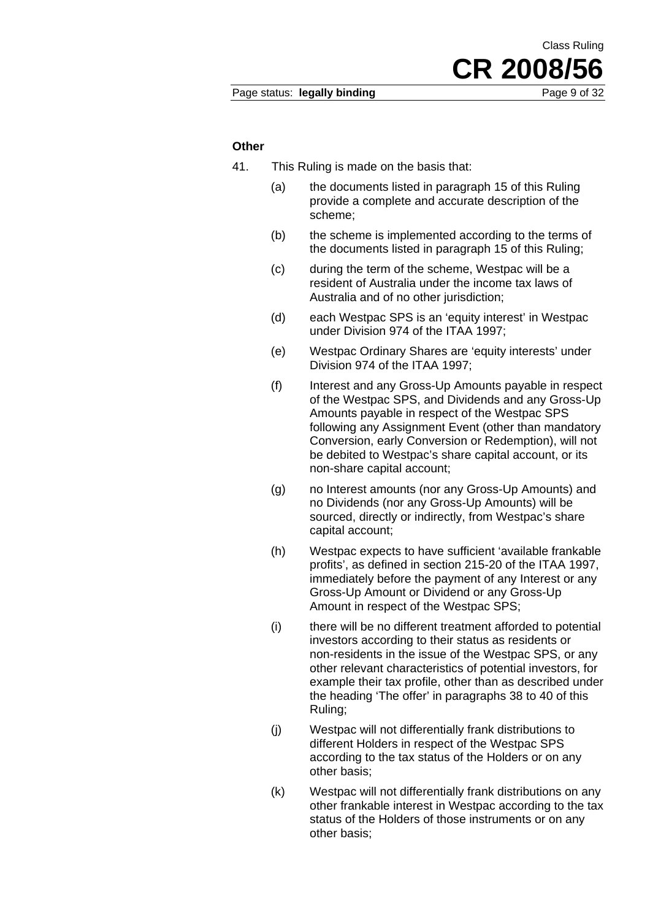**Other**

41. This Ruling is made on the basis that:

(a) the documents listed in paragraph 15 of this Ruling provide a complete and accurate description of the scheme;

(b) the scheme is implemented according to the terms of the documents listed in paragraph 15 of this Ruling;

(c) during the term of the scheme, Westpac will be a resident of Australia under the income tax laws of Australia and of no other jurisdiction;

(d) each Westpac SPS is an 'equity interest' in Westpac under Division 974 of the ITAA 1997;

(e) Westpac Ordinary Shares are 'equity interests' under Division 974 of the ITAA 1997;

(f) Interest and any Gross-Up Amounts payable in respect of the Westpac SPS, and Dividends and any Gross-Up Amounts payable in respect of the Westpac SPS following any Assignment Event (other than mandatory Conversion, early Conversion or Redemption), will not be debited to Westpac's share capital account, or its non-share capital account;

(g) no Interest amounts (nor any Gross-Up Amounts) and no Dividends (nor any Gross-Up Amounts) will be sourced, directly or indirectly, from Westpac's share capital account;

(h) Westpac expects to have sufficient 'available frankable profits', as defined in section 215-20 of the ITAA 1997, immediately before the payment of any Interest or any Gross-Up Amount or Dividend or any Gross-Up Amount in respect of the Westpac SPS;

(i) there will be no different treatment afforded to potential investors according to their status as residents or non-residents in the issue of the Westpac SPS, or any other relevant characteristics of potential investors, for example their tax profile, other than as described under the heading 'The offer' in paragraphs 38 to 40 of this Ruling;

(j) Westpac will not differentially frank distributions to different Holders in respect of the Westpac SPS according to the tax status of the Holders or on any other basis;

(k) Westpac will not differentially frank distributions on any other frankable interest in Westpac according to the tax status of the Holders of those instruments or on any other basis;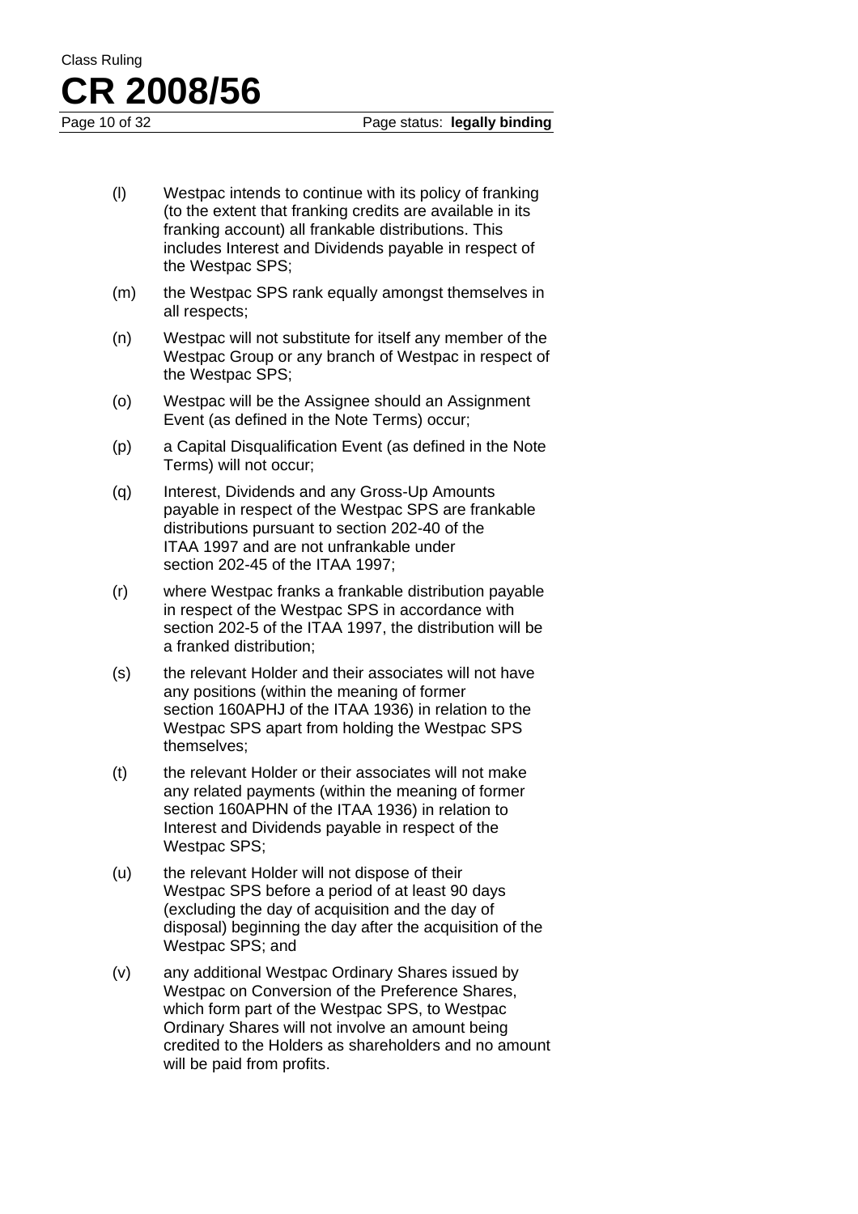(l) Westpac intends to continue with its policy of franking (to the extent that franking credits are available in its franking account) all frankable distributions. This includes Interest and Dividends payable in respect of the Westpac SPS;

(m) the Westpac SPS rank equally amongst themselves in all respects;

(n) Westpac will not substitute for itself any member of the Westpac Group or any branch of Westpac in respect of the Westpac SPS;

(o) Westpac will be the Assignee should an Assignment Event (as defined in the Note Terms) occur;

(p) a Capital Disqualification Event (as defined in the Note Terms) will not occur;

(q) Interest, Dividends and any Gross-Up Amounts payable in respect of the Westpac SPS are frankable distributions pursuant to section 202-40 of the ITAA 1997 and are not unfrankable under section 202-45 of the ITAA 1997;

(r) where Westpac franks a frankable distribution payable in respect of the Westpac SPS in accordance with section 202-5 of the ITAA 1997, the distribution will be a franked distribution;

(s) the relevant Holder and their associates will not have any positions (within the meaning of former section 160APHJ of the ITAA 1936) in relation to the Westpac SPS apart from holding the Westpac SPS themselves;

(t) the relevant Holder or their associates will not make any related payments (within the meaning of former section 160APHN of the ITAA 1936) in relation to Interest and Dividends payable in respect of the Westpac SPS;

(u) the relevant Holder will not dispose of their Westpac SPS before a period of at least 90 days (excluding the day of acquisition and the day of disposal) beginning the day after the acquisition of the Westpac SPS; and

(v) any additional Westpac Ordinary Shares issued by Westpac on Conversion of the Preference Shares, which form part of the Westpac SPS, to Westpac Ordinary Shares will not involve an amount being credited to the Holders as shareholders and no amount will be paid from profits.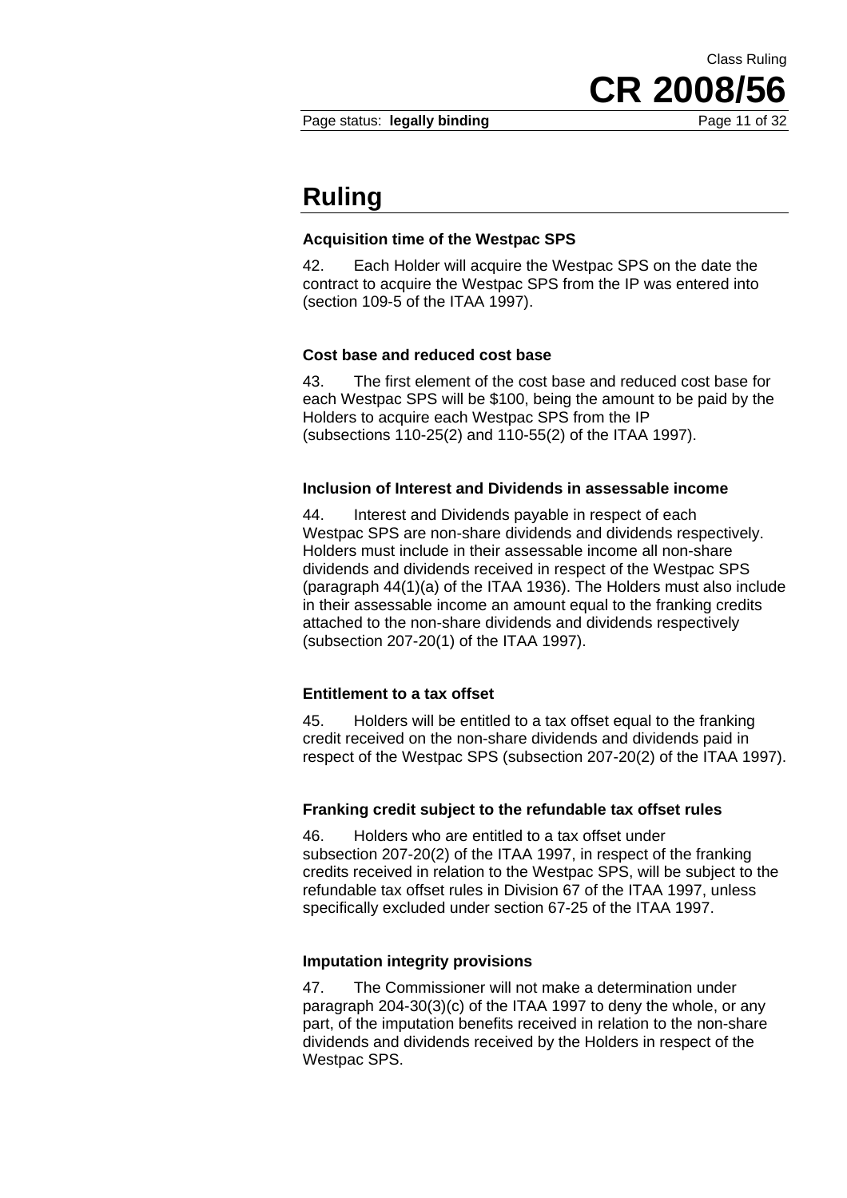# Ruling

### Acquisition time of the Westpac SPS

42. Each Holder will acquire the Westpac SPS on the date the contract to acquire the Westpac SPS from the IP was entered into (section 109-5 of the ITAA 1997).

### Cost base and reduced cost base

43. The first element of the cost base and reduced cost base for each Westpac SPS will be $100, being the amount to be paid by the Holders to acquire each Westpac SPS from the IP (subsections 110-25(2) and 110-55(2) of the ITAA 1997).

### Inclusion of Interest and Dividends in assessable income

44. Interest and Dividends payable in respect of each Westpac SPS are non-share dividends and dividends respectively. Holders must include in their assessable income all non-share dividends and dividends received in respect of the Westpac SPS (paragraph 44(1)(a) of the ITAA 1936). The Holders must also include in their assessable income an amount equal to the franking credits attached to the non-share dividends and dividends respectively (subsection 207-20(1) of the ITAA 1997).

### Entitlement to a tax offset

45. Holders will be entitled to a tax offset equal to the franking credit received on the non-share dividends and dividends paid in respect of the Westpac SPS (subsection 207-20(2) of the ITAA 1997).

### Franking credit subject to the refundable tax offset rules

46. Holders who are entitled to a tax offset under subsection 207-20(2) of the ITAA 1997, in respect of the franking credits received in relation to the Westpac SPS, will be subject to the refundable tax offset rules in Division 67 of the ITAA 1997, unless specifically excluded under section 67-25 of the ITAA 1997.

### Imputation integrity provisions

47. The Commissioner will not make a determination under paragraph 204-30(3)(c) of the ITAA 1997 to deny the whole, or any part, of the imputation benefits received in relation to the non-share dividends and dividends received by the Holders in respect of the Westpac SPS.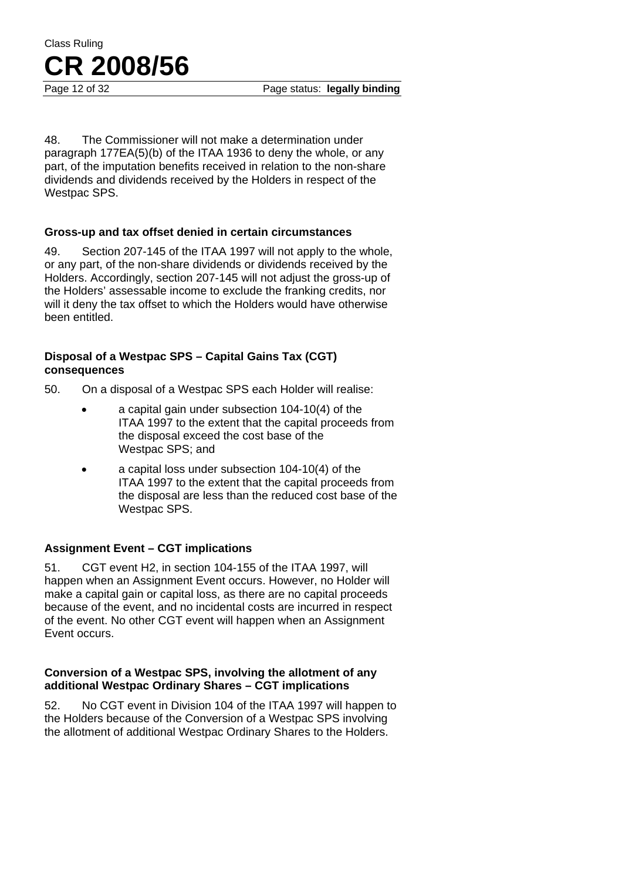48. The Commissioner will not make a determination under paragraph 177EA(5)(b) of the ITAA 1936 to deny the whole, or any part, of the imputation benefits received in relation to the non-share dividends and dividends received by the Holders in respect of the Westpac SPS.

### Gross-up and tax offset denied in certain circumstances

49. Section 207-145 of the ITAA 1997 will not apply to the whole, or any part, of the non-share dividends or dividends received by the Holders. Accordingly, section 207-145 will not adjust the gross-up of the Holders' assessable income to exclude the franking credits, nor will it deny the tax offset to which the Holders would have otherwise been entitled.

### Disposal of a Westpac SPS – Capital Gains Tax (CGT) consequences

50. On a disposal of a Westpac SPS each Holder will realise:

- a capital gain under subsection 104-10(4) of the ITAA 1997 to the extent that the capital proceeds from the disposal exceed the cost base of the Westpac SPS; and
- a capital loss under subsection 104-10(4) of the ITAA 1997 to the extent that the capital proceeds from the disposal are less than the reduced cost base of the Westpac SPS.

### Assignment Event – CGT implications

51. CGT event H2, in section 104-155 of the ITAA 1997, will happen when an Assignment Event occurs. However, no Holder will make a capital gain or capital loss, as there are no capital proceeds because of the event, and no incidental costs are incurred in respect of the event. No other CGT event will happen when an Assignment Event occurs.

### Conversion of a Westpac SPS, involving the allotment of any additional Westpac Ordinary Shares – CGT implications

52. No CGT event in Division 104 of the ITAA 1997 will happen to the Holders because of the Conversion of a Westpac SPS involving the allotment of additional Westpac Ordinary Shares to the Holders.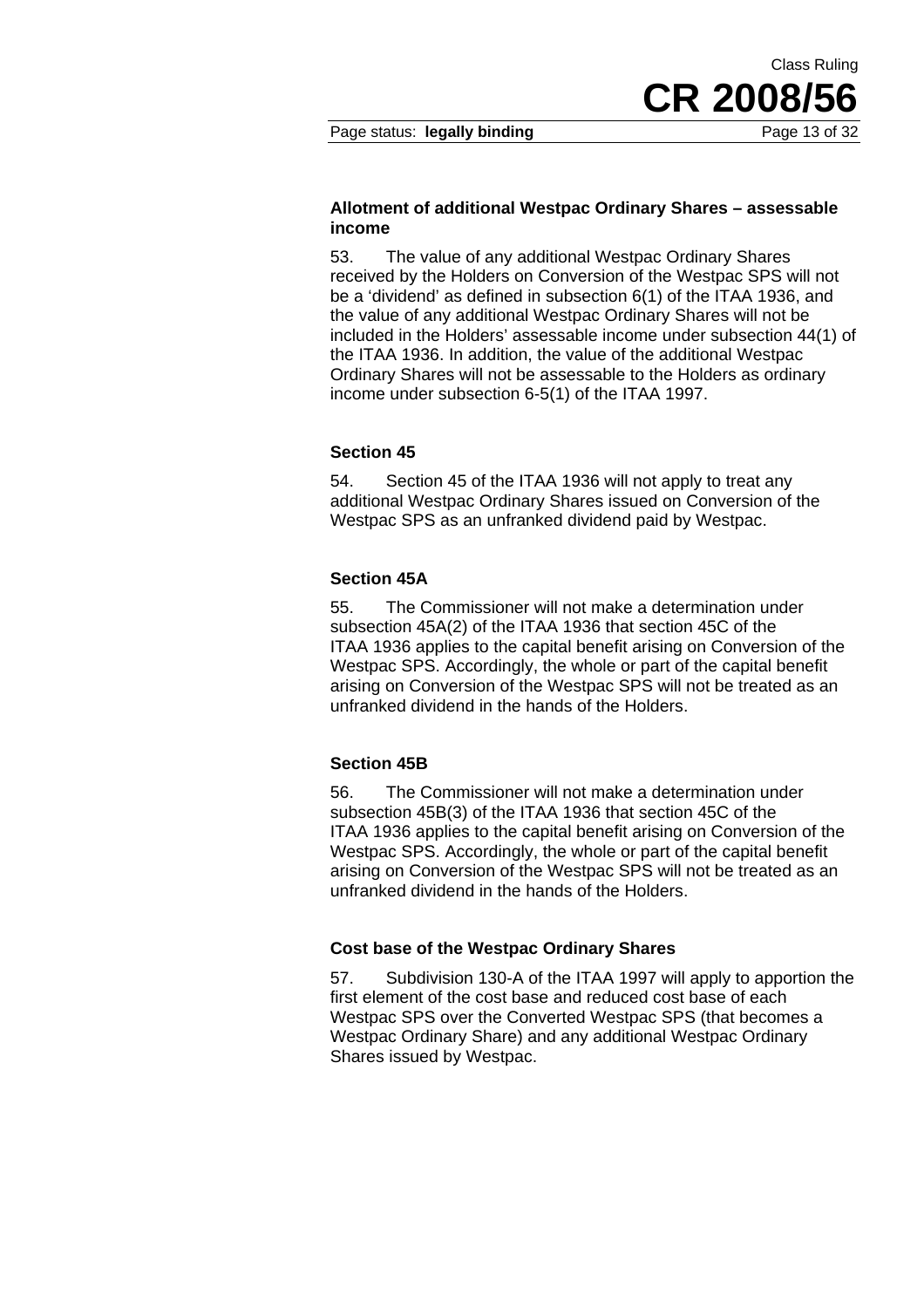### Allotment of additional Westpac Ordinary Shares – assessable income

53. The value of any additional Westpac Ordinary Shares received by the Holders on Conversion of the Westpac SPS will not be a 'dividend' as defined in subsection 6(1) of the ITAA 1936, and the value of any additional Westpac Ordinary Shares will not be included in the Holders' assessable income under subsection 44(1) of the ITAA 1936. In addition, the value of the additional Westpac Ordinary Shares will not be assessable to the Holders as ordinary income under subsection 6-5(1) of the ITAA 1997.

### Section 45

54. Section 45 of the ITAA 1936 will not apply to treat any additional Westpac Ordinary Shares issued on Conversion of the Westpac SPS as an unfranked dividend paid by Westpac.

### Section 45A

55. The Commissioner will not make a determination under subsection 45A(2) of the ITAA 1936 that section 45C of the ITAA 1936 applies to the capital benefit arising on Conversion of the Westpac SPS. Accordingly, the whole or part of the capital benefit arising on Conversion of the Westpac SPS will not be treated as an unfranked dividend in the hands of the Holders.

### Section 45B

56. The Commissioner will not make a determination under subsection 45B(3) of the ITAA 1936 that section 45C of the ITAA 1936 applies to the capital benefit arising on Conversion of the Westpac SPS. Accordingly, the whole or part of the capital benefit arising on Conversion of the Westpac SPS will not be treated as an unfranked dividend in the hands of the Holders.

### Cost base of the Westpac Ordinary Shares

57. Subdivision 130-A of the ITAA 1997 will apply to apportion the first element of the cost base and reduced cost base of each Westpac SPS over the Converted Westpac SPS (that becomes a Westpac Ordinary Share) and any additional Westpac Ordinary Shares issued by Westpac.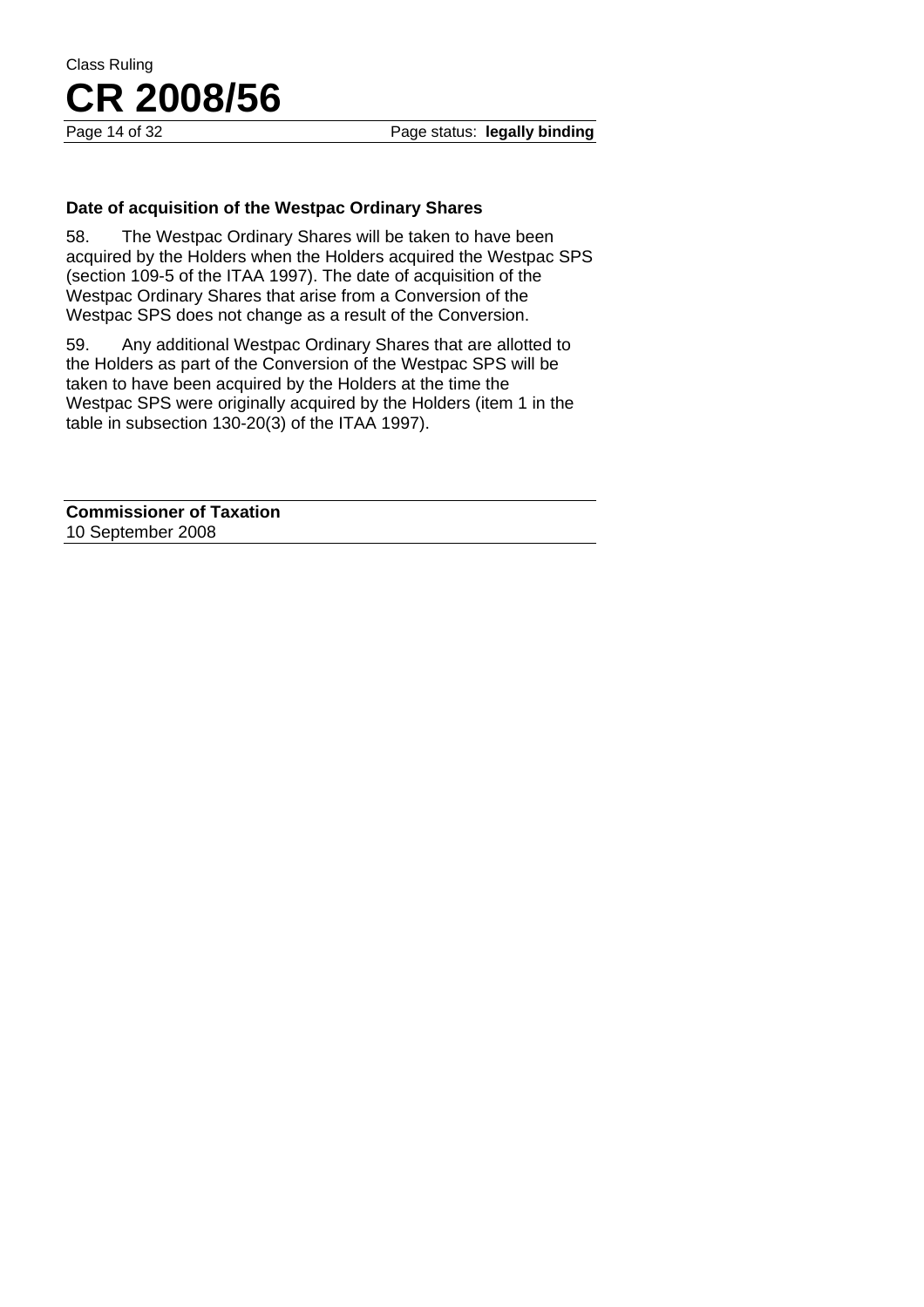### Date of acquisition of the Westpac Ordinary Shares

58. The Westpac Ordinary Shares will be taken to have been acquired by the Holders when the Holders acquired the Westpac SPS (section 109-5 of the ITAA 1997). The date of acquisition of the Westpac Ordinary Shares that arise from a Conversion of the Westpac SPS does not change as a result of the Conversion.

59. Any additional Westpac Ordinary Shares that are allotted to the Holders as part of the Conversion of the Westpac SPS will be taken to have been acquired by the Holders at the time the Westpac SPS were originally acquired by the Holders (item 1 in the table in subsection 130-20(3) of the ITAA 1997).

**Commissioner of Taxation**
10 September 2008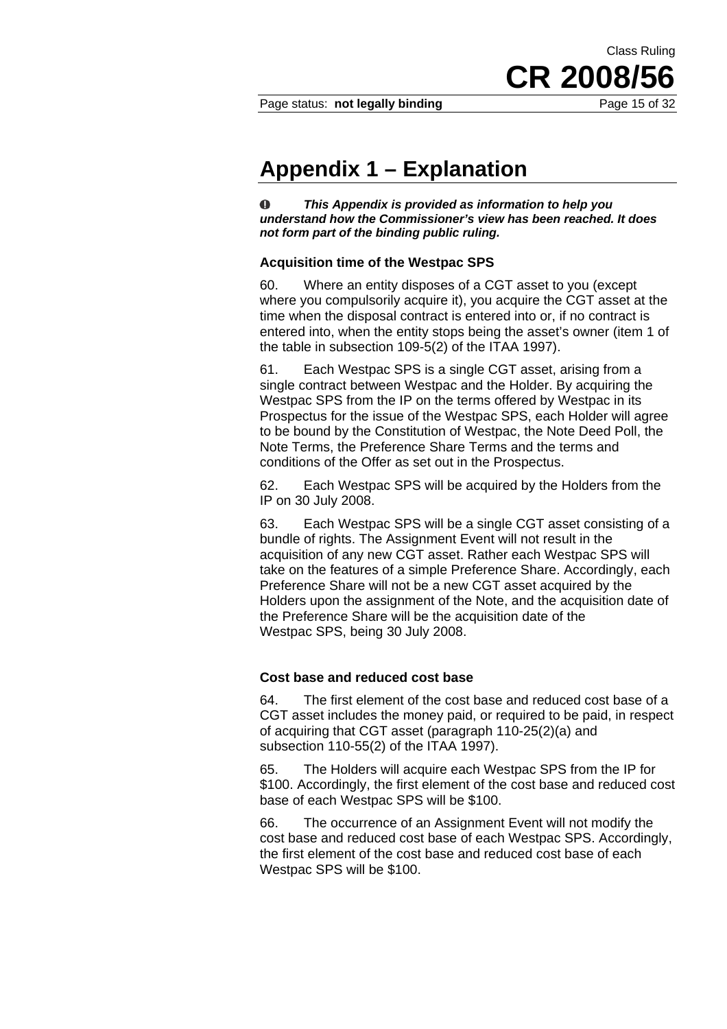# Appendix 1 – Explanation

***This Appendix is provided as information to help you understand how the Commissioner's view has been reached. It does not form part of the binding public ruling.***

### Acquisition time of the Westpac SPS

60. Where an entity disposes of a CGT asset to you (except where you compulsorily acquire it), you acquire the CGT asset at the time when the disposal contract is entered into or, if no contract is entered into, when the entity stops being the asset's owner (item 1 of the table in subsection 109-5(2) of the ITAA 1997).

61. Each Westpac SPS is a single CGT asset, arising from a single contract between Westpac and the Holder. By acquiring the Westpac SPS from the IP on the terms offered by Westpac in its Prospectus for the issue of the Westpac SPS, each Holder will agree to be bound by the Constitution of Westpac, the Note Deed Poll, the Note Terms, the Preference Share Terms and the terms and conditions of the Offer as set out in the Prospectus.

62. Each Westpac SPS will be acquired by the Holders from the IP on 30 July 2008.

63. Each Westpac SPS will be a single CGT asset consisting of a bundle of rights. The Assignment Event will not result in the acquisition of any new CGT asset. Rather each Westpac SPS will take on the features of a simple Preference Share. Accordingly, each Preference Share will not be a new CGT asset acquired by the Holders upon the assignment of the Note, and the acquisition date of the Preference Share will be the acquisition date of the Westpac SPS, being 30 July 2008.

### Cost base and reduced cost base

64. The first element of the cost base and reduced cost base of a CGT asset includes the money paid, or required to be paid, in respect of acquiring that CGT asset (paragraph 110-25(2)(a) and subsection 110-55(2) of the ITAA 1997).

65. The Holders will acquire each Westpac SPS from the IP for $100. Accordingly, the first element of the cost base and reduced cost base of each Westpac SPS will be $100.

66. The occurrence of an Assignment Event will not modify the cost base and reduced cost base of each Westpac SPS. Accordingly, the first element of the cost base and reduced cost base of each Westpac SPS will be $100.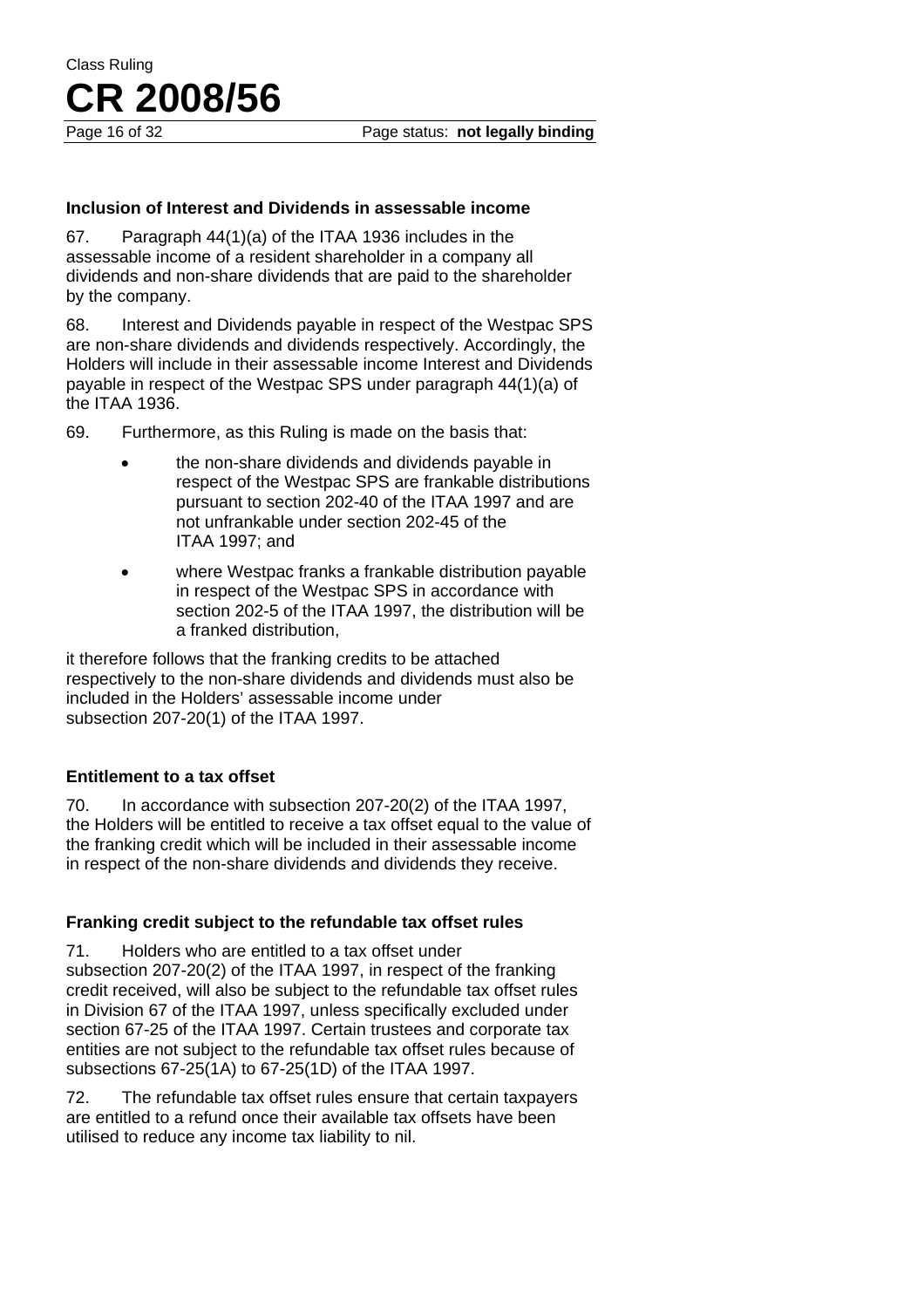### Inclusion of Interest and Dividends in assessable income

67. Paragraph 44(1)(a) of the ITAA 1936 includes in the assessable income of a resident shareholder in a company all dividends and non-share dividends that are paid to the shareholder by the company.

68. Interest and Dividends payable in respect of the Westpac SPS are non-share dividends and dividends respectively. Accordingly, the Holders will include in their assessable income Interest and Dividends payable in respect of the Westpac SPS under paragraph 44(1)(a) of the ITAA 1936.

69. Furthermore, as this Ruling is made on the basis that:

- the non-share dividends and dividends payable in respect of the Westpac SPS are frankable distributions pursuant to section 202-40 of the ITAA 1997 and are not unfrankable under section 202-45 of the ITAA 1997; and
- where Westpac franks a frankable distribution payable in respect of the Westpac SPS in accordance with section 202-5 of the ITAA 1997, the distribution will be a franked distribution,

it therefore follows that the franking credits to be attached respectively to the non-share dividends and dividends must also be included in the Holders' assessable income under subsection 207-20(1) of the ITAA 1997.

### Entitlement to a tax offset

70. In accordance with subsection 207-20(2) of the ITAA 1997, the Holders will be entitled to receive a tax offset equal to the value of the franking credit which will be included in their assessable income in respect of the non-share dividends and dividends they receive.

### Franking credit subject to the refundable tax offset rules

71. Holders who are entitled to a tax offset under subsection 207-20(2) of the ITAA 1997, in respect of the franking credit received, will also be subject to the refundable tax offset rules in Division 67 of the ITAA 1997, unless specifically excluded under section 67-25 of the ITAA 1997. Certain trustees and corporate tax entities are not subject to the refundable tax offset rules because of subsections 67-25(1A) to 67-25(1D) of the ITAA 1997.

72. The refundable tax offset rules ensure that certain taxpayers are entitled to a refund once their available tax offsets have been utilised to reduce any income tax liability to nil.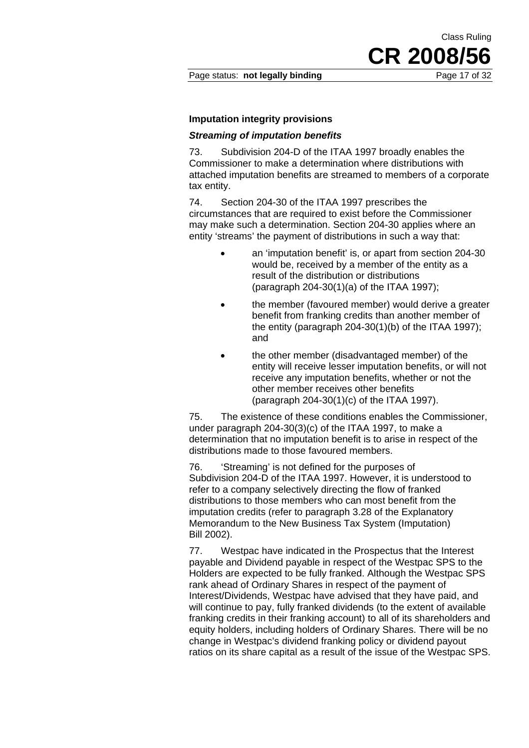### Imputation integrity provisions

#### *Streaming of imputation benefits*

73. Subdivision 204-D of the ITAA 1997 broadly enables the Commissioner to make a determination where distributions with attached imputation benefits are streamed to members of a corporate tax entity.

74. Section 204-30 of the ITAA 1997 prescribes the circumstances that are required to exist before the Commissioner may make such a determination. Section 204-30 applies where an entity 'streams' the payment of distributions in such a way that:

- an 'imputation benefit' is, or apart from section 204-30 would be, received by a member of the entity as a result of the distribution or distributions (paragraph 204-30(1)(a) of the ITAA 1997);
- the member (favoured member) would derive a greater benefit from franking credits than another member of the entity (paragraph 204-30(1)(b) of the ITAA 1997); and
- the other member (disadvantaged member) of the entity will receive lesser imputation benefits, or will not receive any imputation benefits, whether or not the other member receives other benefits (paragraph 204-30(1)(c) of the ITAA 1997).

75. The existence of these conditions enables the Commissioner, under paragraph 204-30(3)(c) of the ITAA 1997, to make a determination that no imputation benefit is to arise in respect of the distributions made to those favoured members.

76. 'Streaming' is not defined for the purposes of Subdivision 204-D of the ITAA 1997. However, it is understood to refer to a company selectively directing the flow of franked distributions to those members who can most benefit from the imputation credits (refer to paragraph 3.28 of the Explanatory Memorandum to the New Business Tax System (Imputation) Bill 2002).

77. Westpac have indicated in the Prospectus that the Interest payable and Dividend payable in respect of the Westpac SPS to the Holders are expected to be fully franked. Although the Westpac SPS rank ahead of Ordinary Shares in respect of the payment of Interest/Dividends, Westpac have advised that they have paid, and will continue to pay, fully franked dividends (to the extent of available franking credits in their franking account) to all of its shareholders and equity holders, including holders of Ordinary Shares. There will be no change in Westpac's dividend franking policy or dividend payout ratios on its share capital as a result of the issue of the Westpac SPS.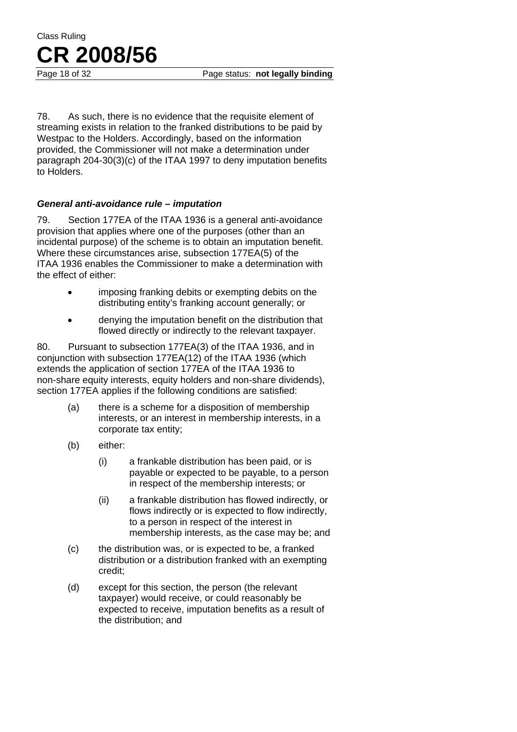78. As such, there is no evidence that the requisite element of streaming exists in relation to the franked distributions to be paid by Westpac to the Holders. Accordingly, based on the information provided, the Commissioner will not make a determination under paragraph 204-30(3)(c) of the ITAA 1997 to deny imputation benefits to Holders.

### *General anti-avoidance rule – imputation*

79. Section 177EA of the ITAA 1936 is a general anti-avoidance provision that applies where one of the purposes (other than an incidental purpose) of the scheme is to obtain an imputation benefit. Where these circumstances arise, subsection 177EA(5) of the ITAA 1936 enables the Commissioner to make a determination with the effect of either:

- imposing franking debits or exempting debits on the distributing entity's franking account generally; or
- denying the imputation benefit on the distribution that flowed directly or indirectly to the relevant taxpayer.

80. Pursuant to subsection 177EA(3) of the ITAA 1936, and in conjunction with subsection 177EA(12) of the ITAA 1936 (which extends the application of section 177EA of the ITAA 1936 to non-share equity interests, equity holders and non-share dividends), section 177EA applies if the following conditions are satisfied:

(a) there is a scheme for a disposition of membership interests, or an interest in membership interests, in a corporate tax entity;

(b) either:

  (i) a frankable distribution has been paid, or is payable or expected to be payable, to a person in respect of the membership interests; or

  (ii) a frankable distribution has flowed indirectly, or flows indirectly or is expected to flow indirectly, to a person in respect of the interest in membership interests, as the case may be; and

(c) the distribution was, or is expected to be, a franked distribution or a distribution franked with an exempting credit;

(d) except for this section, the person (the relevant taxpayer) would receive, or could reasonably be expected to receive, imputation benefits as a result of the distribution; and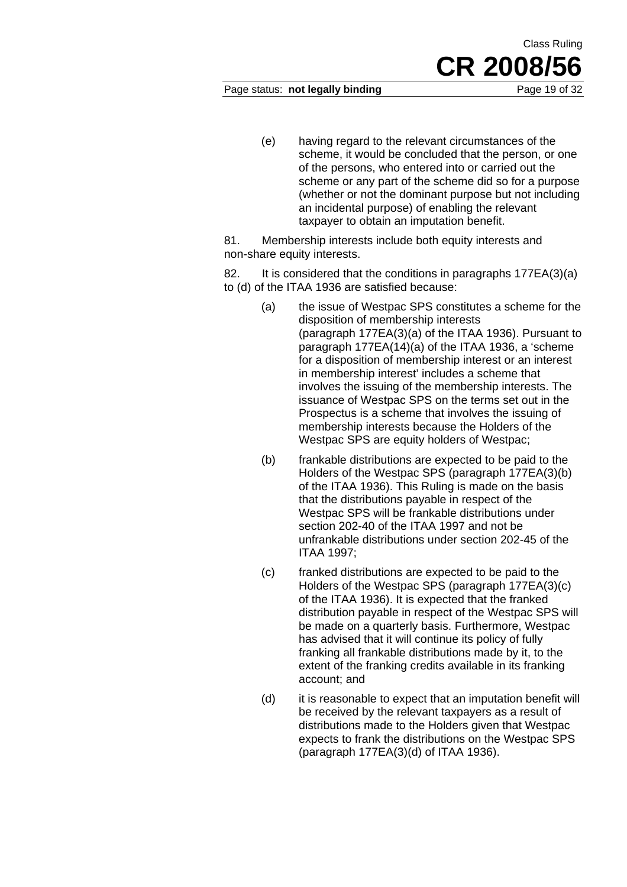(e) having regard to the relevant circumstances of the scheme, it would be concluded that the person, or one of the persons, who entered into or carried out the scheme or any part of the scheme did so for a purpose (whether or not the dominant purpose but not including an incidental purpose) of enabling the relevant taxpayer to obtain an imputation benefit.

81. Membership interests include both equity interests and non-share equity interests.

82. It is considered that the conditions in paragraphs 177EA(3)(a) to (d) of the ITAA 1936 are satisfied because:

(a) the issue of Westpac SPS constitutes a scheme for the disposition of membership interests (paragraph 177EA(3)(a) of the ITAA 1936). Pursuant to paragraph 177EA(14)(a) of the ITAA 1936, a 'scheme for a disposition of membership interest or an interest in membership interest' includes a scheme that involves the issuing of the membership interests. The issuance of Westpac SPS on the terms set out in the Prospectus is a scheme that involves the issuing of membership interests because the Holders of the Westpac SPS are equity holders of Westpac;

(b) frankable distributions are expected to be paid to the Holders of the Westpac SPS (paragraph 177EA(3)(b) of the ITAA 1936). This Ruling is made on the basis that the distributions payable in respect of the Westpac SPS will be frankable distributions under section 202-40 of the ITAA 1997 and not be unfrankable distributions under section 202-45 of the ITAA 1997;

(c) franked distributions are expected to be paid to the Holders of the Westpac SPS (paragraph 177EA(3)(c) of the ITAA 1936). It is expected that the franked distribution payable in respect of the Westpac SPS will be made on a quarterly basis. Furthermore, Westpac has advised that it will continue its policy of fully franking all frankable distributions made by it, to the extent of the franking credits available in its franking account; and

(d) it is reasonable to expect that an imputation benefit will be received by the relevant taxpayers as a result of distributions made to the Holders given that Westpac expects to frank the distributions on the Westpac SPS (paragraph 177EA(3)(d) of ITAA 1936).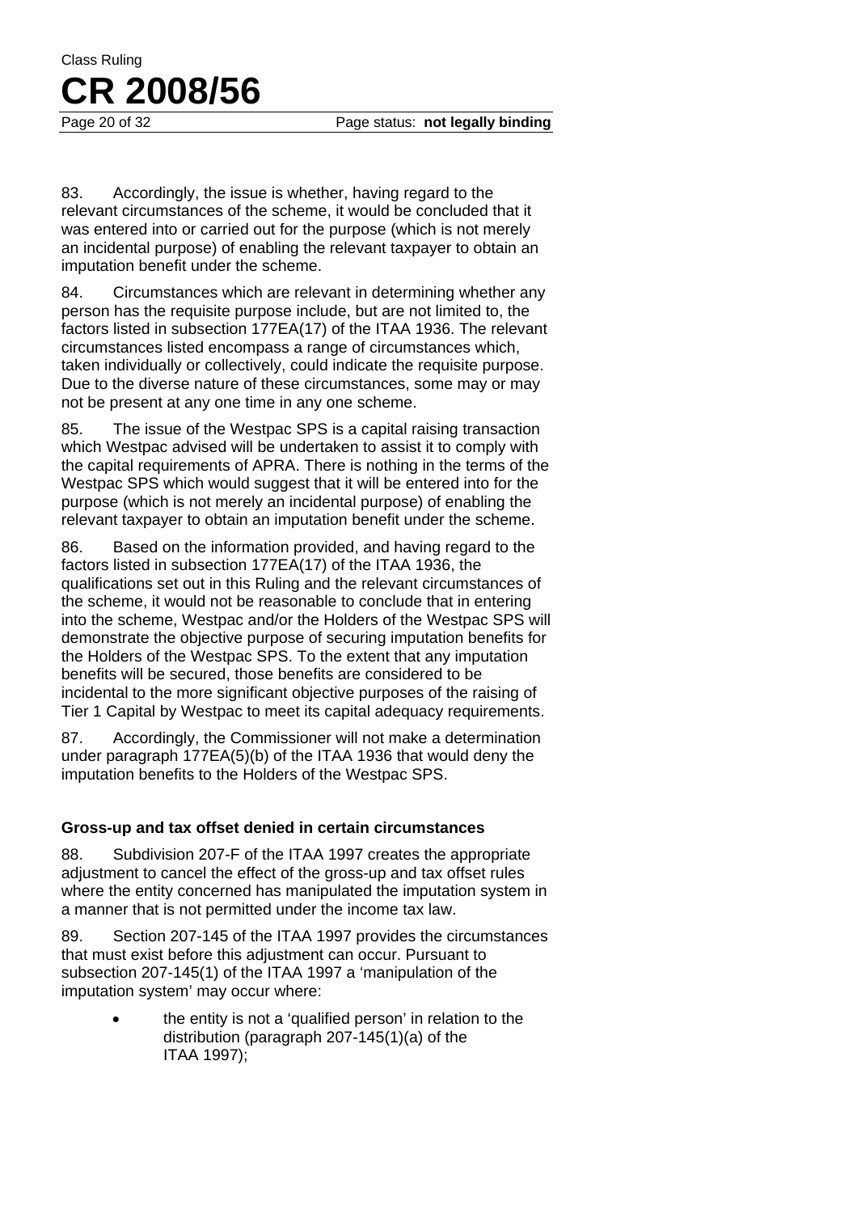83. Accordingly, the issue is whether, having regard to the relevant circumstances of the scheme, it would be concluded that it was entered into or carried out for the purpose (which is not merely an incidental purpose) of enabling the relevant taxpayer to obtain an imputation benefit under the scheme.

84. Circumstances which are relevant in determining whether any person has the requisite purpose include, but are not limited to, the factors listed in subsection 177EA(17) of the ITAA 1936. The relevant circumstances listed encompass a range of circumstances which, taken individually or collectively, could indicate the requisite purpose. Due to the diverse nature of these circumstances, some may or may not be present at any one time in any one scheme.

85. The issue of the Westpac SPS is a capital raising transaction which Westpac advised will be undertaken to assist it to comply with the capital requirements of APRA. There is nothing in the terms of the Westpac SPS which would suggest that it will be entered into for the purpose (which is not merely an incidental purpose) of enabling the relevant taxpayer to obtain an imputation benefit under the scheme.

86. Based on the information provided, and having regard to the factors listed in subsection 177EA(17) of the ITAA 1936, the qualifications set out in this Ruling and the relevant circumstances of the scheme, it would not be reasonable to conclude that in entering into the scheme, Westpac and/or the Holders of the Westpac SPS will demonstrate the objective purpose of securing imputation benefits for the Holders of the Westpac SPS. To the extent that any imputation benefits will be secured, those benefits are considered to be incidental to the more significant objective purposes of the raising of Tier 1 Capital by Westpac to meet its capital adequacy requirements.

87. Accordingly, the Commissioner will not make a determination under paragraph 177EA(5)(b) of the ITAA 1936 that would deny the imputation benefits to the Holders of the Westpac SPS.

### Gross-up and tax offset denied in certain circumstances

88. Subdivision 207-F of the ITAA 1997 creates the appropriate adjustment to cancel the effect of the gross-up and tax offset rules where the entity concerned has manipulated the imputation system in a manner that is not permitted under the income tax law.

89. Section 207-145 of the ITAA 1997 provides the circumstances that must exist before this adjustment can occur. Pursuant to subsection 207-145(1) of the ITAA 1997 a 'manipulation of the imputation system' may occur where:

- the entity is not a 'qualified person' in relation to the distribution (paragraph 207-145(1)(a) of the ITAA 1997);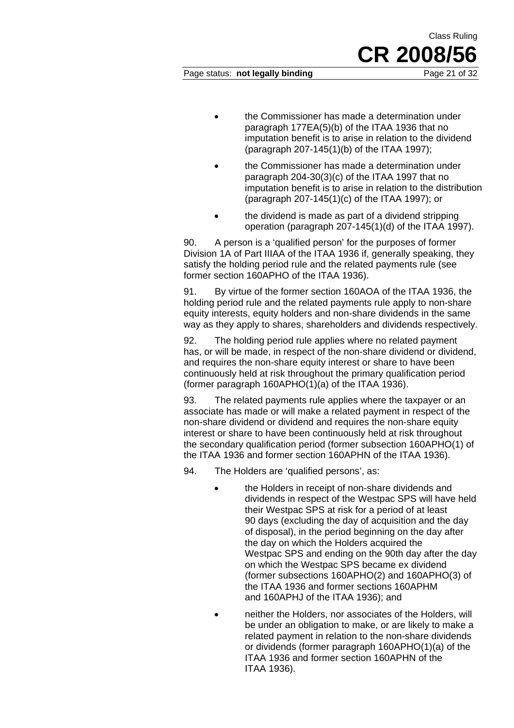- the Commissioner has made a determination under paragraph 177EA(5)(b) of the ITAA 1936 that no imputation benefit is to arise in relation to the dividend (paragraph 207-145(1)(b) of the ITAA 1997);
- the Commissioner has made a determination under paragraph 204-30(3)(c) of the ITAA 1997 that no imputation benefit is to arise in relation to the distribution (paragraph 207-145(1)(c) of the ITAA 1997); or
- the dividend is made as part of a dividend stripping operation (paragraph 207-145(1)(d) of the ITAA 1997).

90. A person is a 'qualified person' for the purposes of former Division 1A of Part IIIAA of the ITAA 1936 if, generally speaking, they satisfy the holding period rule and the related payments rule (see former section 160APHO of the ITAA 1936).

91. By virtue of the former section 160AOA of the ITAA 1936, the holding period rule and the related payments rule apply to non-share equity interests, equity holders and non-share dividends in the same way as they apply to shares, shareholders and dividends respectively.

92. The holding period rule applies where no related payment has, or will be made, in respect of the non-share dividend or dividend, and requires the non-share equity interest or share to have been continuously held at risk throughout the primary qualification period (former paragraph 160APHO(1)(a) of the ITAA 1936).

93. The related payments rule applies where the taxpayer or an associate has made or will make a related payment in respect of the non-share dividend or dividend and requires the non-share equity interest or share to have been continuously held at risk throughout the secondary qualification period (former subsection 160APHO(1) of the ITAA 1936 and former section 160APHN of the ITAA 1936).

94. The Holders are 'qualified persons', as:

- the Holders in receipt of non-share dividends and dividends in respect of the Westpac SPS will have held their Westpac SPS at risk for a period of at least 90 days (excluding the day of acquisition and the day of disposal), in the period beginning on the day after the day on which the Holders acquired the Westpac SPS and ending on the 90th day after the day on which the Westpac SPS became ex dividend (former subsections 160APHO(2) and 160APHO(3) of the ITAA 1936 and former sections 160APHM and 160APHJ of the ITAA 1936); and
- neither the Holders, nor associates of the Holders, will be under an obligation to make, or are likely to make a related payment in relation to the non-share dividends or dividends (former paragraph 160APHO(1)(a) of the ITAA 1936 and former section 160APHN of the ITAA 1936).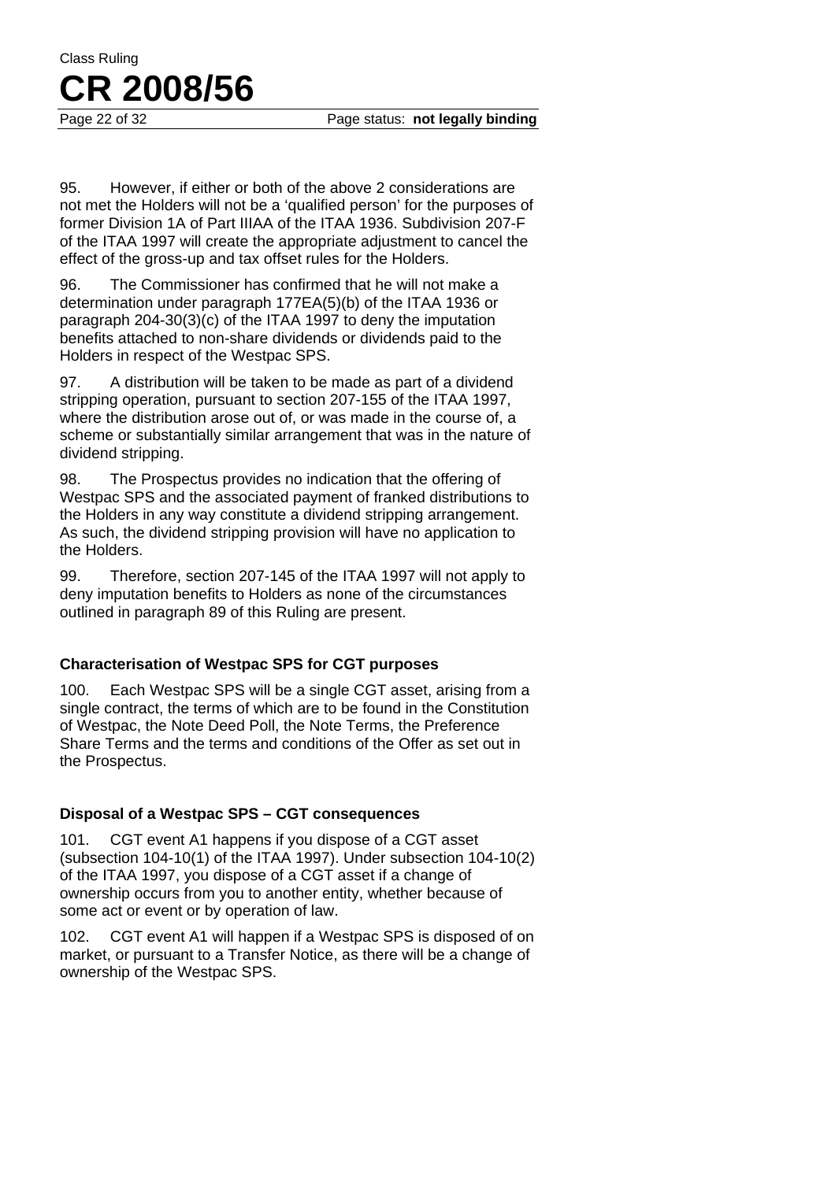95. However, if either or both of the above 2 considerations are not met the Holders will not be a 'qualified person' for the purposes of former Division 1A of Part IIIAA of the ITAA 1936. Subdivision 207-F of the ITAA 1997 will create the appropriate adjustment to cancel the effect of the gross-up and tax offset rules for the Holders.

96. The Commissioner has confirmed that he will not make a determination under paragraph 177EA(5)(b) of the ITAA 1936 or paragraph 204-30(3)(c) of the ITAA 1997 to deny the imputation benefits attached to non-share dividends or dividends paid to the Holders in respect of the Westpac SPS.

97. A distribution will be taken to be made as part of a dividend stripping operation, pursuant to section 207-155 of the ITAA 1997, where the distribution arose out of, or was made in the course of, a scheme or substantially similar arrangement that was in the nature of dividend stripping.

98. The Prospectus provides no indication that the offering of Westpac SPS and the associated payment of franked distributions to the Holders in any way constitute a dividend stripping arrangement. As such, the dividend stripping provision will have no application to the Holders.

99. Therefore, section 207-145 of the ITAA 1997 will not apply to deny imputation benefits to Holders as none of the circumstances outlined in paragraph 89 of this Ruling are present.

### Characterisation of Westpac SPS for CGT purposes

100. Each Westpac SPS will be a single CGT asset, arising from a single contract, the terms of which are to be found in the Constitution of Westpac, the Note Deed Poll, the Note Terms, the Preference Share Terms and the terms and conditions of the Offer as set out in the Prospectus.

### Disposal of a Westpac SPS – CGT consequences

101. CGT event A1 happens if you dispose of a CGT asset (subsection 104-10(1) of the ITAA 1997). Under subsection 104-10(2) of the ITAA 1997, you dispose of a CGT asset if a change of ownership occurs from you to another entity, whether because of some act or event or by operation of law.

102. CGT event A1 will happen if a Westpac SPS is disposed of on market, or pursuant to a Transfer Notice, as there will be a change of ownership of the Westpac SPS.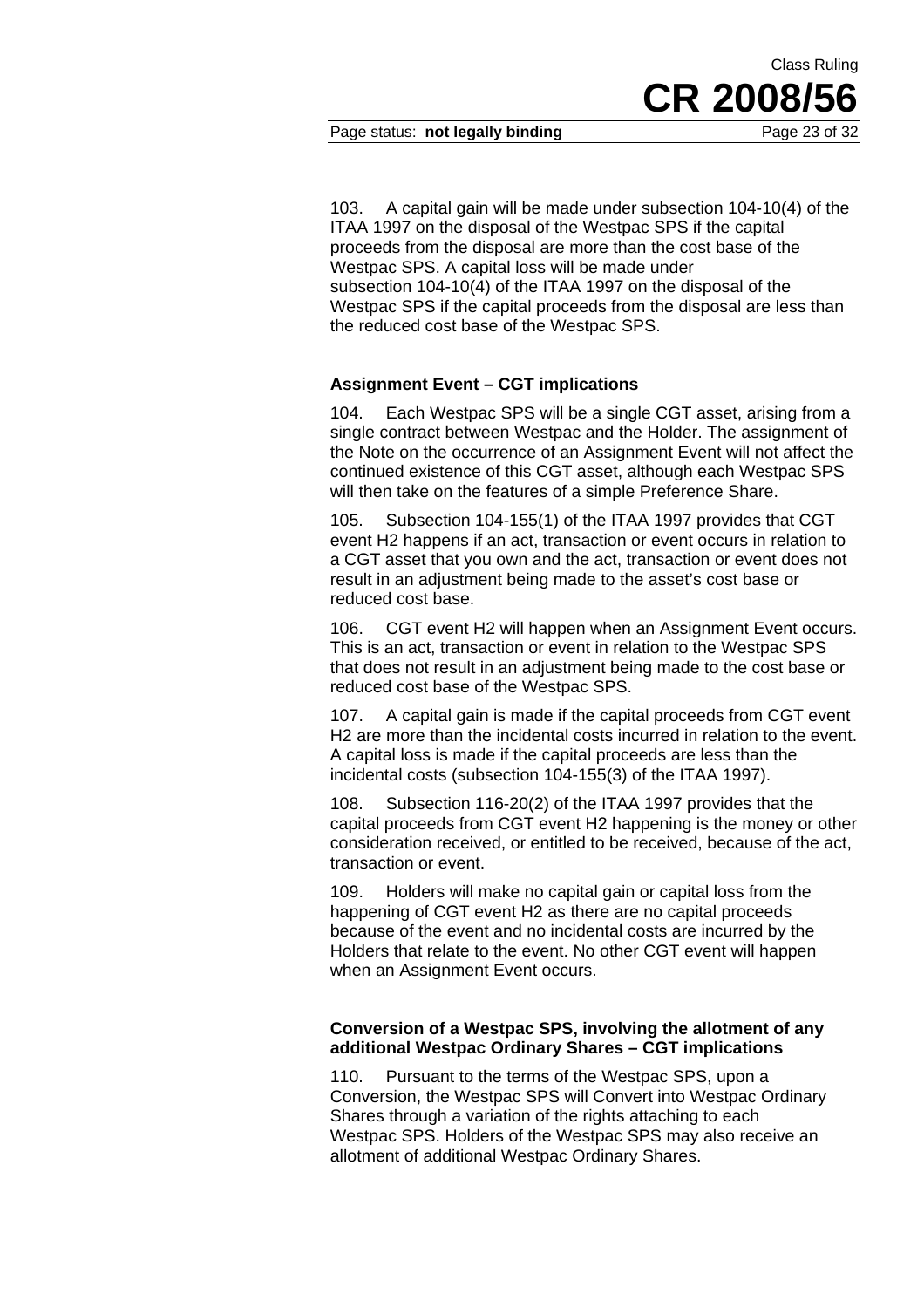103. A capital gain will be made under subsection 104-10(4) of the ITAA 1997 on the disposal of the Westpac SPS if the capital proceeds from the disposal are more than the cost base of the Westpac SPS. A capital loss will be made under subsection 104-10(4) of the ITAA 1997 on the disposal of the Westpac SPS if the capital proceeds from the disposal are less than the reduced cost base of the Westpac SPS.

**Assignment Event – CGT implications**

104. Each Westpac SPS will be a single CGT asset, arising from a single contract between Westpac and the Holder. The assignment of the Note on the occurrence of an Assignment Event will not affect the continued existence of this CGT asset, although each Westpac SPS will then take on the features of a simple Preference Share.

105. Subsection 104-155(1) of the ITAA 1997 provides that CGT event H2 happens if an act, transaction or event occurs in relation to a CGT asset that you own and the act, transaction or event does not result in an adjustment being made to the asset's cost base or reduced cost base.

106. CGT event H2 will happen when an Assignment Event occurs. This is an act, transaction or event in relation to the Westpac SPS that does not result in an adjustment being made to the cost base or reduced cost base of the Westpac SPS.

107. A capital gain is made if the capital proceeds from CGT event H2 are more than the incidental costs incurred in relation to the event. A capital loss is made if the capital proceeds are less than the incidental costs (subsection 104-155(3) of the ITAA 1997).

108. Subsection 116-20(2) of the ITAA 1997 provides that the capital proceeds from CGT event H2 happening is the money or other consideration received, or entitled to be received, because of the act, transaction or event.

109. Holders will make no capital gain or capital loss from the happening of CGT event H2 as there are no capital proceeds because of the event and no incidental costs are incurred by the Holders that relate to the event. No other CGT event will happen when an Assignment Event occurs.

**Conversion of a Westpac SPS, involving the allotment of any additional Westpac Ordinary Shares – CGT implications**

110. Pursuant to the terms of the Westpac SPS, upon a Conversion, the Westpac SPS will Convert into Westpac Ordinary Shares through a variation of the rights attaching to each Westpac SPS. Holders of the Westpac SPS may also receive an allotment of additional Westpac Ordinary Shares.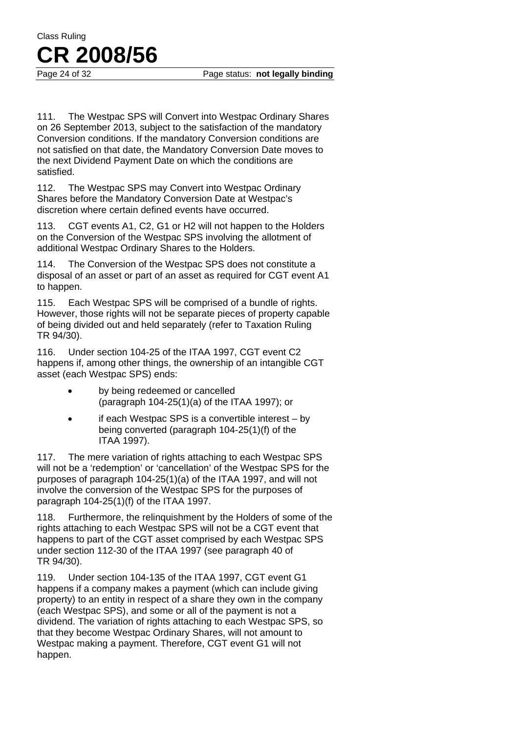111. The Westpac SPS will Convert into Westpac Ordinary Shares on 26 September 2013, subject to the satisfaction of the mandatory Conversion conditions. If the mandatory Conversion conditions are not satisfied on that date, the Mandatory Conversion Date moves to the next Dividend Payment Date on which the conditions are satisfied.

112. The Westpac SPS may Convert into Westpac Ordinary Shares before the Mandatory Conversion Date at Westpac's discretion where certain defined events have occurred.

113. CGT events A1, C2, G1 or H2 will not happen to the Holders on the Conversion of the Westpac SPS involving the allotment of additional Westpac Ordinary Shares to the Holders.

114. The Conversion of the Westpac SPS does not constitute a disposal of an asset or part of an asset as required for CGT event A1 to happen.

115. Each Westpac SPS will be comprised of a bundle of rights. However, those rights will not be separate pieces of property capable of being divided out and held separately (refer to Taxation Ruling TR 94/30).

116. Under section 104-25 of the ITAA 1997, CGT event C2 happens if, among other things, the ownership of an intangible CGT asset (each Westpac SPS) ends:

- by being redeemed or cancelled (paragraph 104-25(1)(a) of the ITAA 1997); or
- if each Westpac SPS is a convertible interest – by being converted (paragraph 104-25(1)(f) of the ITAA 1997).

117. The mere variation of rights attaching to each Westpac SPS will not be a 'redemption' or 'cancellation' of the Westpac SPS for the purposes of paragraph 104-25(1)(a) of the ITAA 1997, and will not involve the conversion of the Westpac SPS for the purposes of paragraph 104-25(1)(f) of the ITAA 1997.

118. Furthermore, the relinquishment by the Holders of some of the rights attaching to each Westpac SPS will not be a CGT event that happens to part of the CGT asset comprised by each Westpac SPS under section 112-30 of the ITAA 1997 (see paragraph 40 of TR 94/30).

119. Under section 104-135 of the ITAA 1997, CGT event G1 happens if a company makes a payment (which can include giving property) to an entity in respect of a share they own in the company (each Westpac SPS), and some or all of the payment is not a dividend. The variation of rights attaching to each Westpac SPS, so that they become Westpac Ordinary Shares, will not amount to Westpac making a payment. Therefore, CGT event G1 will not happen.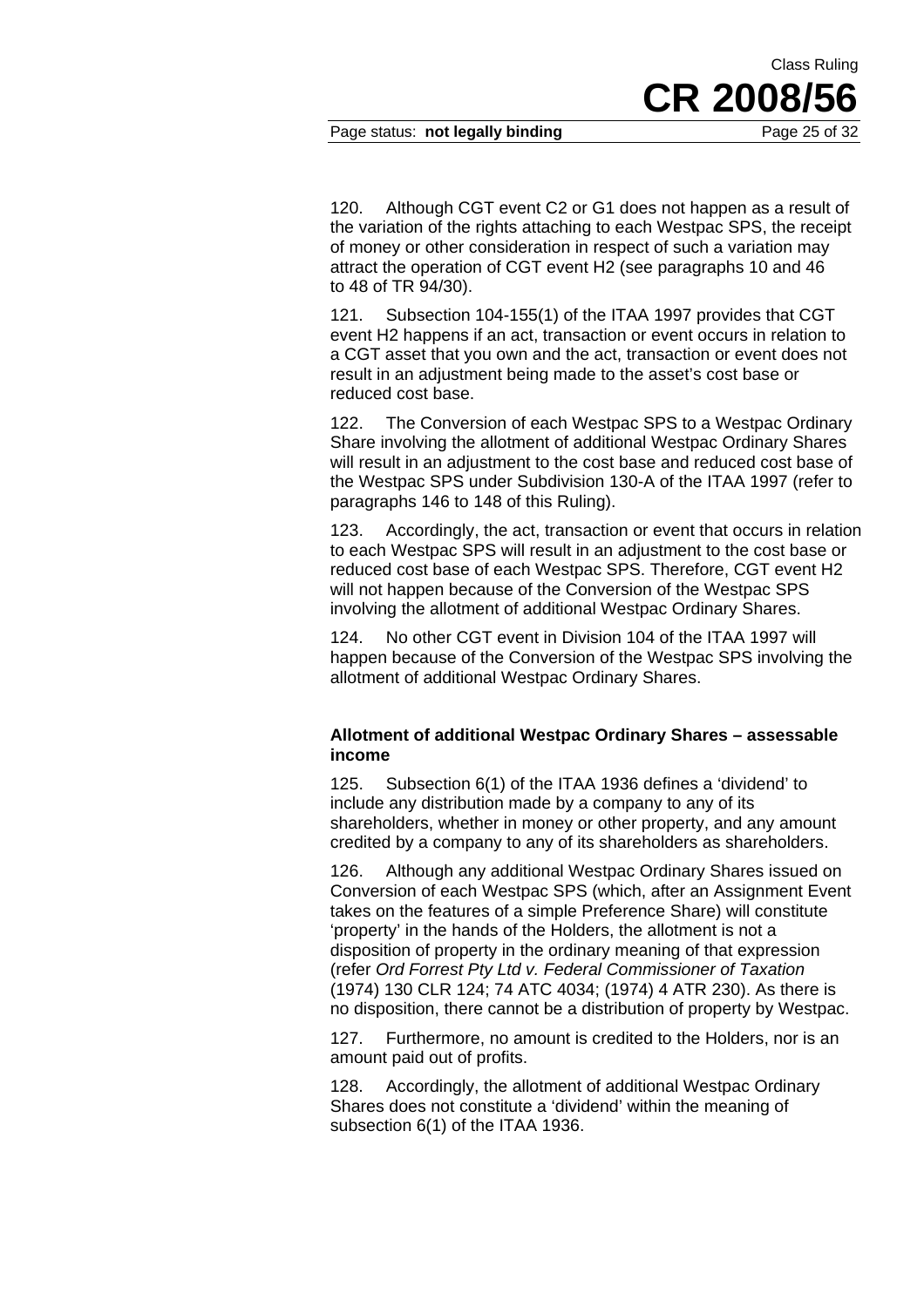120. Although CGT event C2 or G1 does not happen as a result of the variation of the rights attaching to each Westpac SPS, the receipt of money or other consideration in respect of such a variation may attract the operation of CGT event H2 (see paragraphs 10 and 46 to 48 of TR 94/30).

121. Subsection 104-155(1) of the ITAA 1997 provides that CGT event H2 happens if an act, transaction or event occurs in relation to a CGT asset that you own and the act, transaction or event does not result in an adjustment being made to the asset's cost base or reduced cost base.

122. The Conversion of each Westpac SPS to a Westpac Ordinary Share involving the allotment of additional Westpac Ordinary Shares will result in an adjustment to the cost base and reduced cost base of the Westpac SPS under Subdivision 130-A of the ITAA 1997 (refer to paragraphs 146 to 148 of this Ruling).

123. Accordingly, the act, transaction or event that occurs in relation to each Westpac SPS will result in an adjustment to the cost base or reduced cost base of each Westpac SPS. Therefore, CGT event H2 will not happen because of the Conversion of the Westpac SPS involving the allotment of additional Westpac Ordinary Shares.

124. No other CGT event in Division 104 of the ITAA 1997 will happen because of the Conversion of the Westpac SPS involving the allotment of additional Westpac Ordinary Shares.

**Allotment of additional Westpac Ordinary Shares – assessable income**

125. Subsection 6(1) of the ITAA 1936 defines a 'dividend' to include any distribution made by a company to any of its shareholders, whether in money or other property, and any amount credited by a company to any of its shareholders as shareholders.

126. Although any additional Westpac Ordinary Shares issued on Conversion of each Westpac SPS (which, after an Assignment Event takes on the features of a simple Preference Share) will constitute 'property' in the hands of the Holders, the allotment is not a disposition of property in the ordinary meaning of that expression (refer *Ord Forrest Pty Ltd v. Federal Commissioner of Taxation* (1974) 130 CLR 124; 74 ATC 4034; (1974) 4 ATR 230). As there is no disposition, there cannot be a distribution of property by Westpac.

127. Furthermore, no amount is credited to the Holders, nor is an amount paid out of profits.

128. Accordingly, the allotment of additional Westpac Ordinary Shares does not constitute a 'dividend' within the meaning of subsection 6(1) of the ITAA 1936.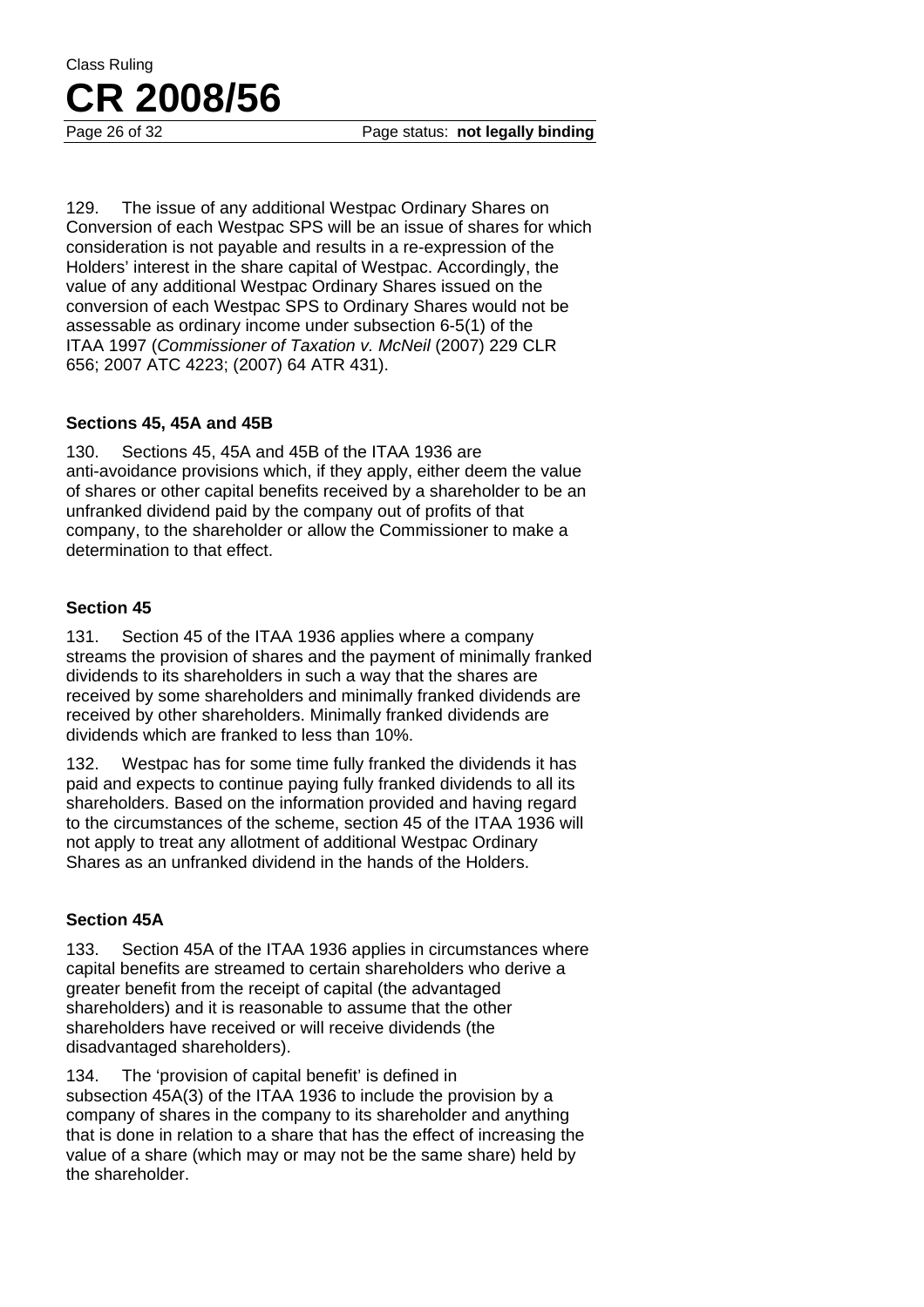129. The issue of any additional Westpac Ordinary Shares on Conversion of each Westpac SPS will be an issue of shares for which consideration is not payable and results in a re-expression of the Holders' interest in the share capital of Westpac. Accordingly, the value of any additional Westpac Ordinary Shares issued on the conversion of each Westpac SPS to Ordinary Shares would not be assessable as ordinary income under subsection 6-5(1) of the ITAA 1997 (*Commissioner of Taxation v. McNeil* (2007) 229 CLR 656; 2007 ATC 4223; (2007) 64 ATR 431).

### Sections 45, 45A and 45B

130. Sections 45, 45A and 45B of the ITAA 1936 are anti-avoidance provisions which, if they apply, either deem the value of shares or other capital benefits received by a shareholder to be an unfranked dividend paid by the company out of profits of that company, to the shareholder or allow the Commissioner to make a determination to that effect.

### Section 45

131. Section 45 of the ITAA 1936 applies where a company streams the provision of shares and the payment of minimally franked dividends to its shareholders in such a way that the shares are received by some shareholders and minimally franked dividends are received by other shareholders. Minimally franked dividends are dividends which are franked to less than 10%.

132. Westpac has for some time fully franked the dividends it has paid and expects to continue paying fully franked dividends to all its shareholders. Based on the information provided and having regard to the circumstances of the scheme, section 45 of the ITAA 1936 will not apply to treat any allotment of additional Westpac Ordinary Shares as an unfranked dividend in the hands of the Holders.

### Section 45A

133. Section 45A of the ITAA 1936 applies in circumstances where capital benefits are streamed to certain shareholders who derive a greater benefit from the receipt of capital (the advantaged shareholders) and it is reasonable to assume that the other shareholders have received or will receive dividends (the disadvantaged shareholders).

134. The 'provision of capital benefit' is defined in subsection 45A(3) of the ITAA 1936 to include the provision by a company of shares in the company to its shareholder and anything that is done in relation to a share that has the effect of increasing the value of a share (which may or may not be the same share) held by the shareholder.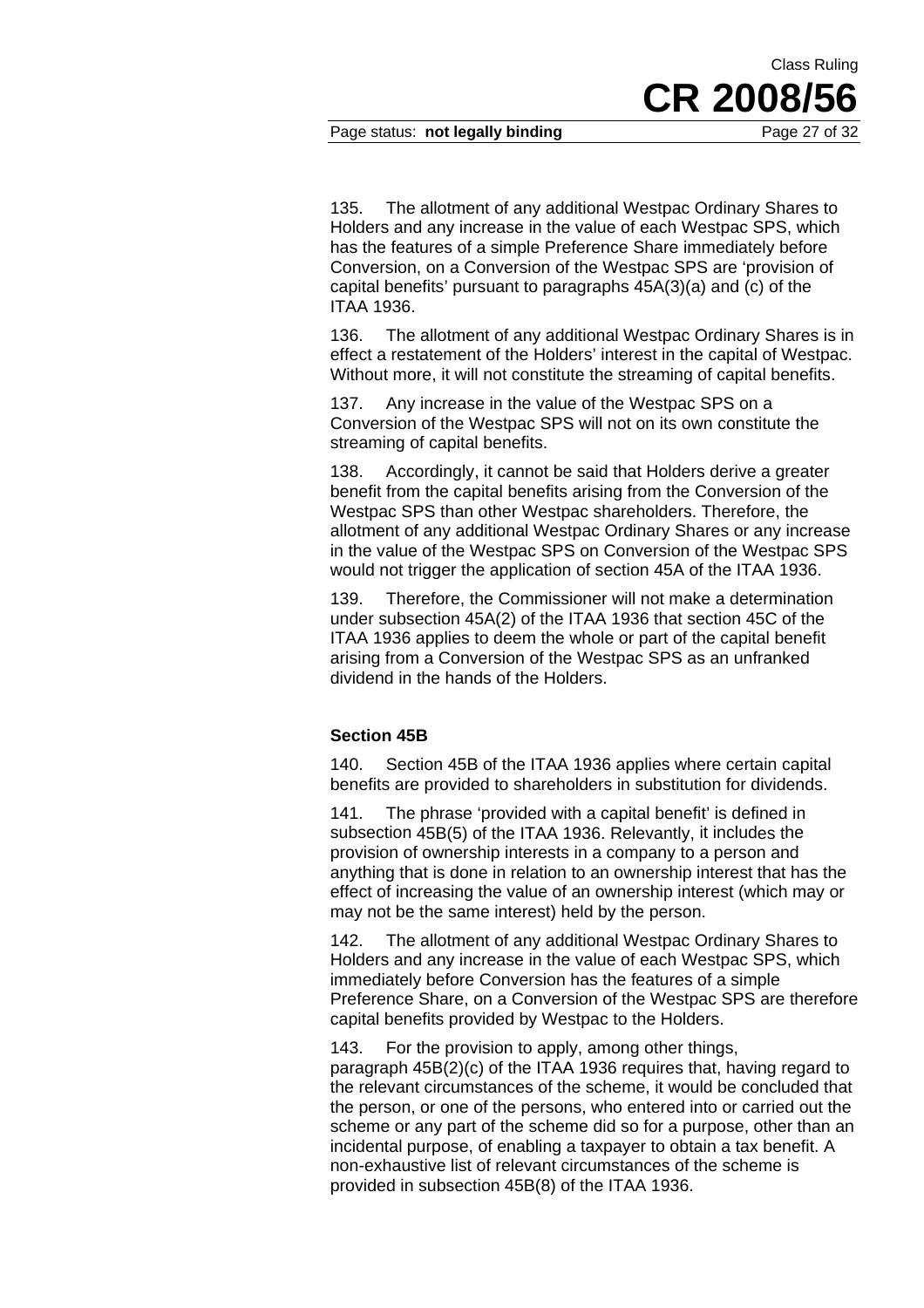135. The allotment of any additional Westpac Ordinary Shares to Holders and any increase in the value of each Westpac SPS, which has the features of a simple Preference Share immediately before Conversion, on a Conversion of the Westpac SPS are 'provision of capital benefits' pursuant to paragraphs 45A(3)(a) and (c) of the ITAA 1936.

136. The allotment of any additional Westpac Ordinary Shares is in effect a restatement of the Holders' interest in the capital of Westpac. Without more, it will not constitute the streaming of capital benefits.

137. Any increase in the value of the Westpac SPS on a Conversion of the Westpac SPS will not on its own constitute the streaming of capital benefits.

138. Accordingly, it cannot be said that Holders derive a greater benefit from the capital benefits arising from the Conversion of the Westpac SPS than other Westpac shareholders. Therefore, the allotment of any additional Westpac Ordinary Shares or any increase in the value of the Westpac SPS on Conversion of the Westpac SPS would not trigger the application of section 45A of the ITAA 1936.

139. Therefore, the Commissioner will not make a determination under subsection 45A(2) of the ITAA 1936 that section 45C of the ITAA 1936 applies to deem the whole or part of the capital benefit arising from a Conversion of the Westpac SPS as an unfranked dividend in the hands of the Holders.

### Section 45B

140. Section 45B of the ITAA 1936 applies where certain capital benefits are provided to shareholders in substitution for dividends.

141. The phrase 'provided with a capital benefit' is defined in subsection 45B(5) of the ITAA 1936. Relevantly, it includes the provision of ownership interests in a company to a person and anything that is done in relation to an ownership interest that has the effect of increasing the value of an ownership interest (which may or may not be the same interest) held by the person.

142. The allotment of any additional Westpac Ordinary Shares to Holders and any increase in the value of each Westpac SPS, which immediately before Conversion has the features of a simple Preference Share, on a Conversion of the Westpac SPS are therefore capital benefits provided by Westpac to the Holders.

143. For the provision to apply, among other things, paragraph 45B(2)(c) of the ITAA 1936 requires that, having regard to the relevant circumstances of the scheme, it would be concluded that the person, or one of the persons, who entered into or carried out the scheme or any part of the scheme did so for a purpose, other than an incidental purpose, of enabling a taxpayer to obtain a tax benefit. A non-exhaustive list of relevant circumstances of the scheme is provided in subsection 45B(8) of the ITAA 1936.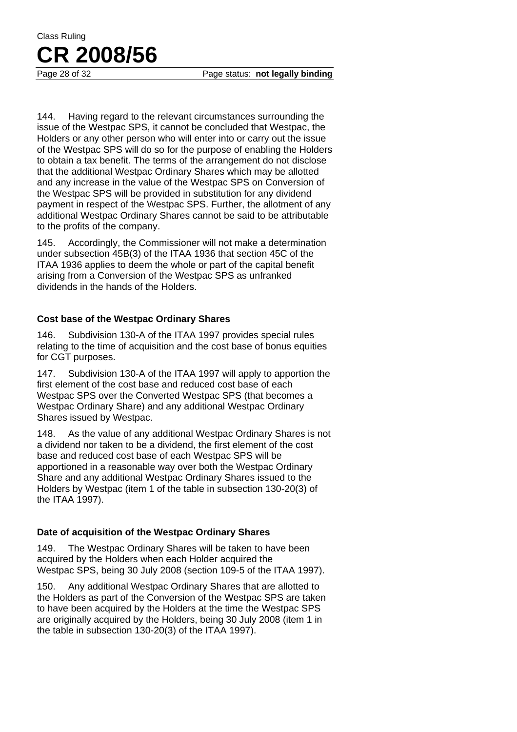144. Having regard to the relevant circumstances surrounding the issue of the Westpac SPS, it cannot be concluded that Westpac, the Holders or any other person who will enter into or carry out the issue of the Westpac SPS will do so for the purpose of enabling the Holders to obtain a tax benefit. The terms of the arrangement do not disclose that the additional Westpac Ordinary Shares which may be allotted and any increase in the value of the Westpac SPS on Conversion of the Westpac SPS will be provided in substitution for any dividend payment in respect of the Westpac SPS. Further, the allotment of any additional Westpac Ordinary Shares cannot be said to be attributable to the profits of the company.

145. Accordingly, the Commissioner will not make a determination under subsection 45B(3) of the ITAA 1936 that section 45C of the ITAA 1936 applies to deem the whole or part of the capital benefit arising from a Conversion of the Westpac SPS as unfranked dividends in the hands of the Holders.

### Cost base of the Westpac Ordinary Shares

146. Subdivision 130-A of the ITAA 1997 provides special rules relating to the time of acquisition and the cost base of bonus equities for CGT purposes.

147. Subdivision 130-A of the ITAA 1997 will apply to apportion the first element of the cost base and reduced cost base of each Westpac SPS over the Converted Westpac SPS (that becomes a Westpac Ordinary Share) and any additional Westpac Ordinary Shares issued by Westpac.

148. As the value of any additional Westpac Ordinary Shares is not a dividend nor taken to be a dividend, the first element of the cost base and reduced cost base of each Westpac SPS will be apportioned in a reasonable way over both the Westpac Ordinary Share and any additional Westpac Ordinary Shares issued to the Holders by Westpac (item 1 of the table in subsection 130-20(3) of the ITAA 1997).

### Date of acquisition of the Westpac Ordinary Shares

149. The Westpac Ordinary Shares will be taken to have been acquired by the Holders when each Holder acquired the Westpac SPS, being 30 July 2008 (section 109-5 of the ITAA 1997).

150. Any additional Westpac Ordinary Shares that are allotted to the Holders as part of the Conversion of the Westpac SPS are taken to have been acquired by the Holders at the time the Westpac SPS are originally acquired by the Holders, being 30 July 2008 (item 1 in the table in subsection 130-20(3) of the ITAA 1997).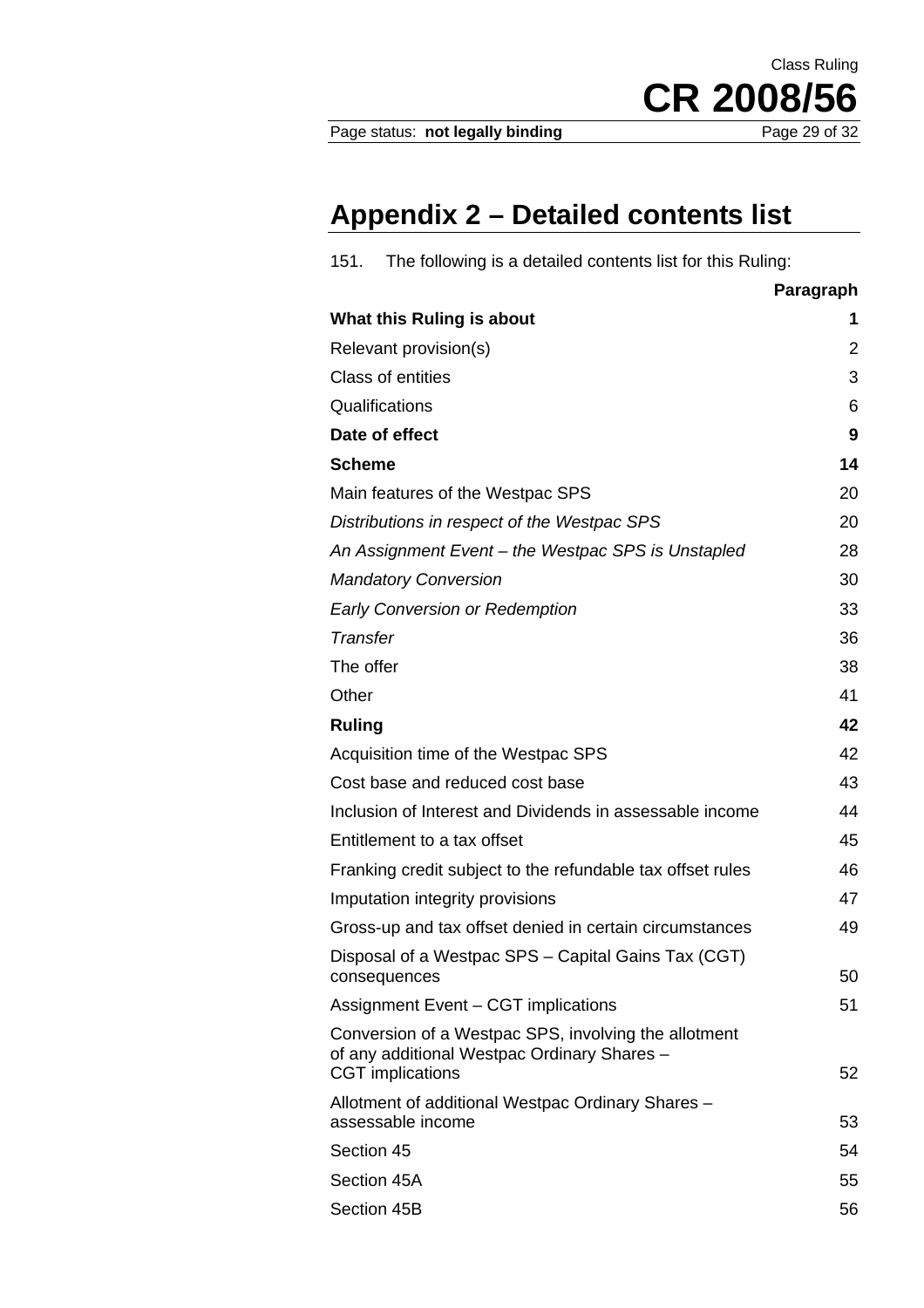# Appendix 2 – Detailed contents list

151. The following is a detailed contents list for this Ruling:

| | Paragraph |
|---|---|
| **What this Ruling is about** | **1** |
| Relevant provision(s) | 2 |
| Class of entities | 3 |
| Qualifications | 6 |
| **Date of effect** | **9** |
| **Scheme** | **14** |
| Main features of the Westpac SPS | 20 |
| *Distributions in respect of the Westpac SPS* | 20 |
| *An Assignment Event – the Westpac SPS is Unstapled* | 28 |
| *Mandatory Conversion* | 30 |
| *Early Conversion or Redemption* | 33 |
| *Transfer* | 36 |
| The offer | 38 |
| Other | 41 |
| **Ruling** | **42** |
| Acquisition time of the Westpac SPS | 42 |
| Cost base and reduced cost base | 43 |
| Inclusion of Interest and Dividends in assessable income | 44 |
| Entitlement to a tax offset | 45 |
| Franking credit subject to the refundable tax offset rules | 46 |
| Imputation integrity provisions | 47 |
| Gross-up and tax offset denied in certain circumstances | 49 |
| Disposal of a Westpac SPS – Capital Gains Tax (CGT) consequences | 50 |
| Assignment Event – CGT implications | 51 |
| Conversion of a Westpac SPS, involving the allotment of any additional Westpac Ordinary Shares – CGT implications | 52 |
| Allotment of additional Westpac Ordinary Shares – assessable income | 53 |
| Section 45 | 54 |
| Section 45A | 55 |
| Section 45B | 56 |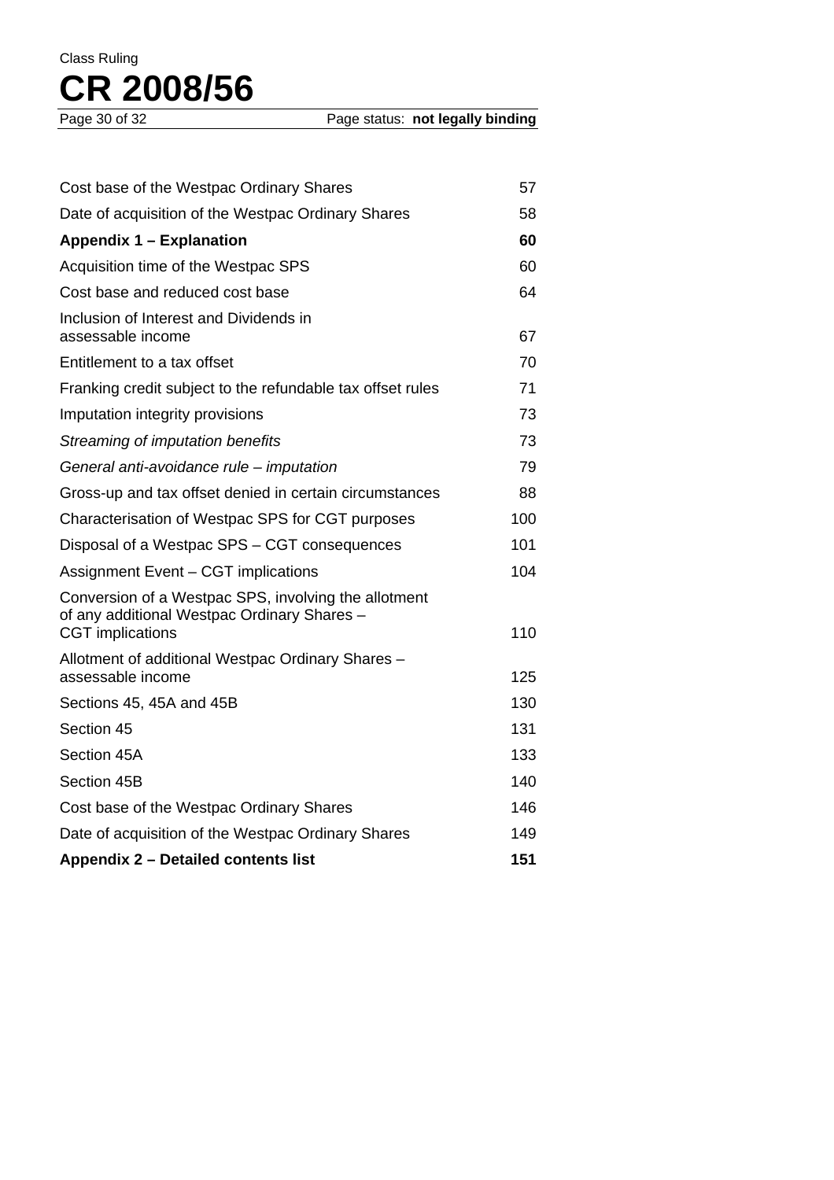| | |
|---|---|
| Cost base of the Westpac Ordinary Shares | 57 |
| Date of acquisition of the Westpac Ordinary Shares | 58 |
| **Appendix 1 – Explanation** | **60** |
| Acquisition time of the Westpac SPS | 60 |
| Cost base and reduced cost base | 64 |
| Inclusion of Interest and Dividends in assessable income | 67 |
| Entitlement to a tax offset | 70 |
| Franking credit subject to the refundable tax offset rules | 71 |
| Imputation integrity provisions | 73 |
| *Streaming of imputation benefits* | 73 |
| *General anti-avoidance rule – imputation* | 79 |
| Gross-up and tax offset denied in certain circumstances | 88 |
| Characterisation of Westpac SPS for CGT purposes | 100 |
| Disposal of a Westpac SPS – CGT consequences | 101 |
| Assignment Event – CGT implications | 104 |
| Conversion of a Westpac SPS, involving the allotment of any additional Westpac Ordinary Shares – CGT implications | 110 |
| Allotment of additional Westpac Ordinary Shares – assessable income | 125 |
| Sections 45, 45A and 45B | 130 |
| Section 45 | 131 |
| Section 45A | 133 |
| Section 45B | 140 |
| Cost base of the Westpac Ordinary Shares | 146 |
| Date of acquisition of the Westpac Ordinary Shares | 149 |
| **Appendix 2 – Detailed contents list** | **151** |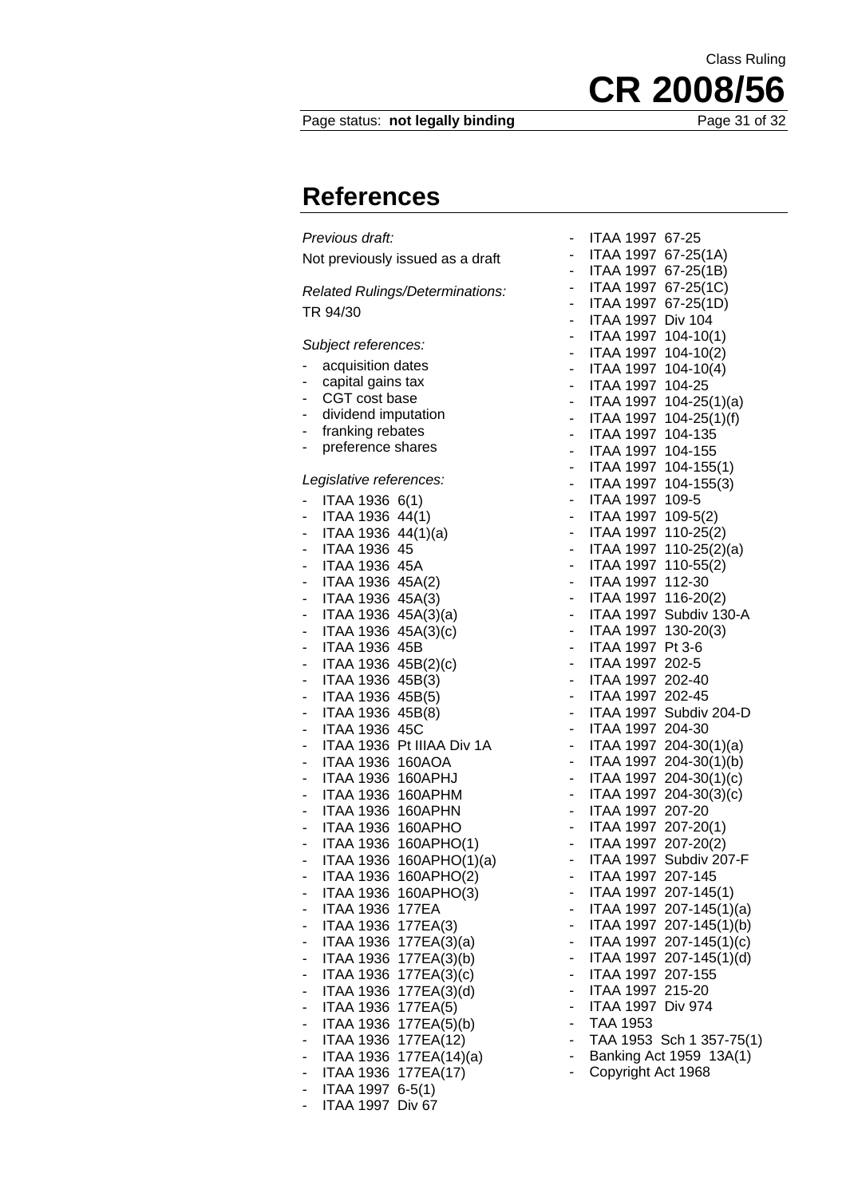# References

*Previous draft:*

Not previously issued as a draft

*Related Rulings/Determinations:*

TR 94/30

*Subject references:*

- acquisition dates
- capital gains tax
- CGT cost base
- dividend imputation
- franking rebates
- preference shares

*Legislative references:*

- ITAA 1936 6(1)
- ITAA 1936 44(1)
- ITAA 1936 44(1)(a)
- ITAA 1936 45
- ITAA 1936 45A
- ITAA 1936 45A(2)
- ITAA 1936 45A(3)
- ITAA 1936 45A(3)(a)
- ITAA 1936 45A(3)(c)
- ITAA 1936 45B
- ITAA 1936 45B(2)(c)
- ITAA 1936 45B(3)
- ITAA 1936 45B(5)
- ITAA 1936 45B(8)
- ITAA 1936 45C
- ITAA 1936 Pt IIIAA Div 1A
- ITAA 1936 160AOA
- ITAA 1936 160APHJ
- ITAA 1936 160APHM
- ITAA 1936 160APHN
- ITAA 1936 160APHO
- ITAA 1936 160APHO(1)
- ITAA 1936 160APHO(1)(a)
- ITAA 1936 160APHO(2)
- ITAA 1936 160APHO(3)
- ITAA 1936 177EA
- ITAA 1936 177EA(3)
- ITAA 1936 177EA(3)(a)
- ITAA 1936 177EA(3)(b)
- ITAA 1936 177EA(3)(c)
- ITAA 1936 177EA(3)(d)
- ITAA 1936 177EA(5)
- ITAA 1936 177EA(5)(b)
- ITAA 1936 177EA(12)
- ITAA 1936 177EA(14)(a)
- ITAA 1936 177EA(17)
- ITAA 1997 6-5(1)
- ITAA 1997 Div 67
- ITAA 1997 67-25
- ITAA 1997 67-25(1A)
- ITAA 1997 67-25(1B)
- ITAA 1997 67-25(1C)
- ITAA 1997 67-25(1D)
- ITAA 1997 Div 104
- ITAA 1997 104-10(1)
- ITAA 1997 104-10(2)
- ITAA 1997 104-10(4)
- ITAA 1997 104-25
- ITAA 1997 104-25(1)(a)
- ITAA 1997 104-25(1)(f)
- ITAA 1997 104-135
- ITAA 1997 104-155
- ITAA 1997 104-155(1)
- ITAA 1997 104-155(3)
- ITAA 1997 109-5
- ITAA 1997 109-5(2)
- ITAA 1997 110-25(2)
- ITAA 1997 110-25(2)(a)
- ITAA 1997 110-55(2)
- ITAA 1997 112-30
- ITAA 1997 116-20(2)
- ITAA 1997 Subdiv 130-A
- ITAA 1997 130-20(3)
- ITAA 1997 Pt 3-6
- ITAA 1997 202-5
- ITAA 1997 202-40
- ITAA 1997 202-45
- ITAA 1997 Subdiv 204-D
- ITAA 1997 204-30
- ITAA 1997 204-30(1)(a)
- ITAA 1997 204-30(1)(b)
- ITAA 1997 204-30(1)(c)
- ITAA 1997 204-30(3)(c)
- ITAA 1997 207-20
- ITAA 1997 207-20(1)
- ITAA 1997 207-20(2)
- ITAA 1997 Subdiv 207-F
- ITAA 1997 207-145
- ITAA 1997 207-145(1)
- ITAA 1997 207-145(1)(a)
- ITAA 1997 207-145(1)(b)
- ITAA 1997 207-145(1)(c)
- ITAA 1997 207-145(1)(d)
- ITAA 1997 207-155
- ITAA 1997 215-20
- ITAA 1997 Div 974
- TAA 1953
- TAA 1953 Sch 1 357-75(1)
- Banking Act 1959 13A(1)
- Copyright Act 1968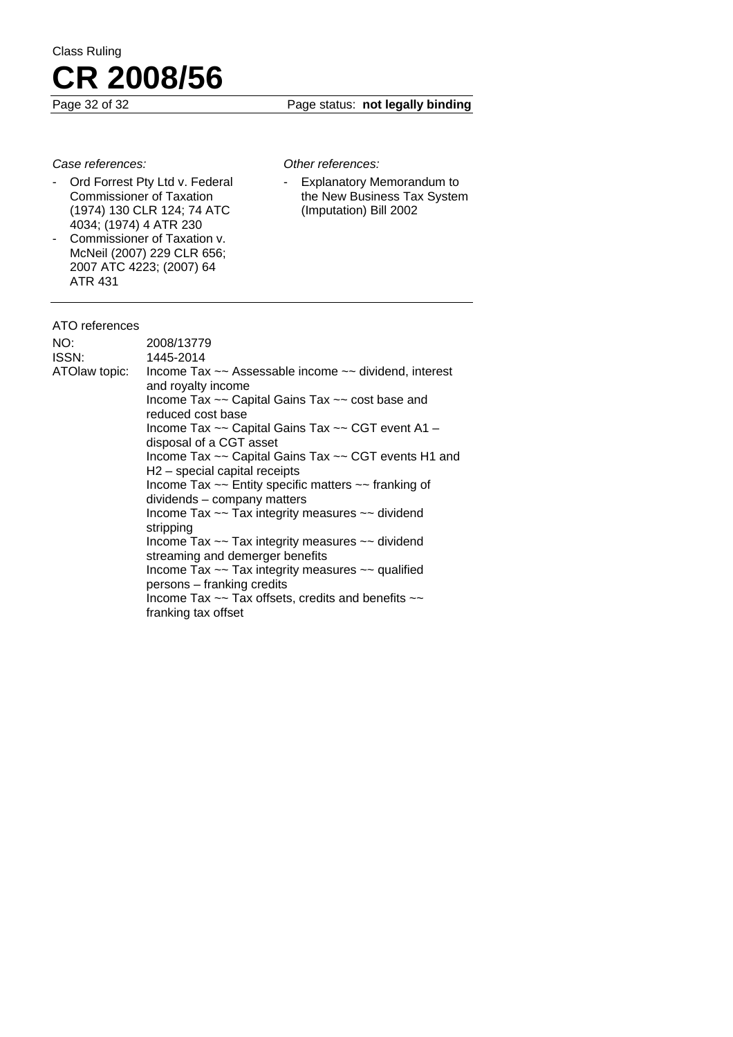*Case references:*

- Ord Forrest Pty Ltd v. Federal Commissioner of Taxation (1974) 130 CLR 124; 74 ATC 4034; (1974) 4 ATR 230
- Commissioner of Taxation v. McNeil (2007) 229 CLR 656; 2007 ATC 4223; (2007) 64 ATR 431

*Other references:*

- Explanatory Memorandum to the New Business Tax System (Imputation) Bill 2002

---

ATO references

| | |
|---|---|
| NO: | 2008/13779 |
| ISSN: | 1445-2014 |
| ATOlaw topic: | Income Tax ~~ Assessable income ~~ dividend, interest and royalty income |
| | Income Tax ~~ Capital Gains Tax ~~ cost base and reduced cost base |
| | Income Tax ~~ Capital Gains Tax ~~ CGT event A1 – disposal of a CGT asset |
| | Income Tax ~~ Capital Gains Tax ~~ CGT events H1 and H2 – special capital receipts |
| | Income Tax ~~ Entity specific matters ~~ franking of dividends – company matters |
| | Income Tax ~~ Tax integrity measures ~~ dividend stripping |
| | Income Tax ~~ Tax integrity measures ~~ dividend streaming and demerger benefits |
| | Income Tax ~~ Tax integrity measures ~~ qualified persons – franking credits |
| | Income Tax ~~ Tax offsets, credits and benefits ~~ franking tax offset |